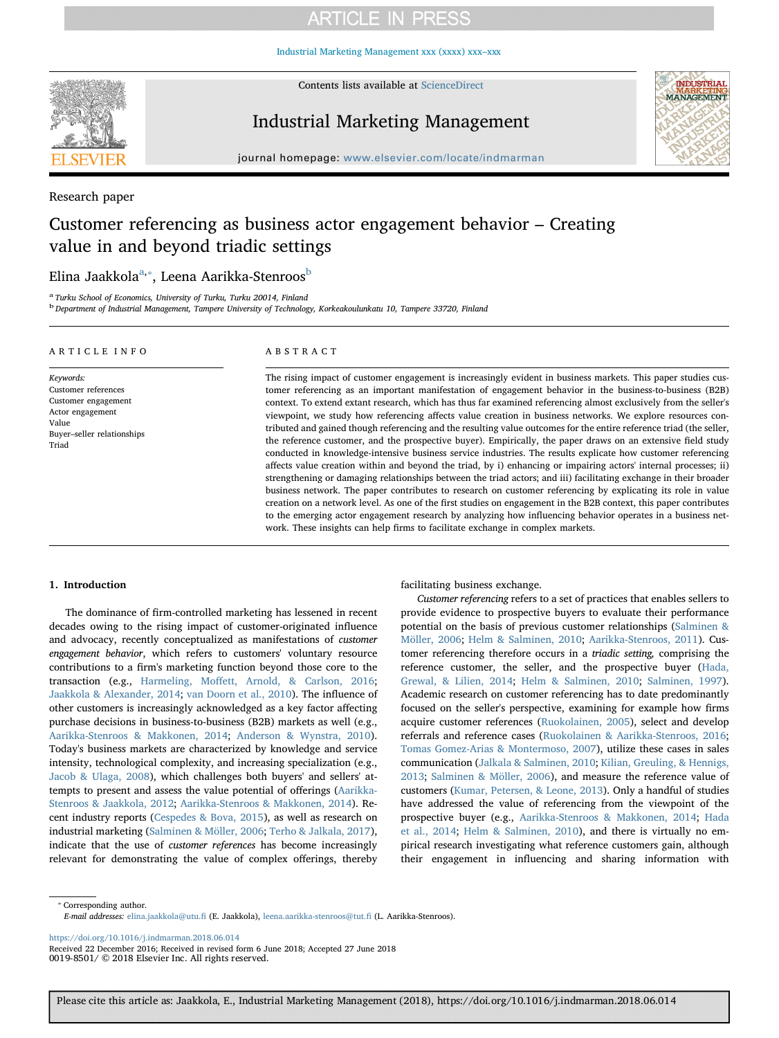Research paper

# Customer referencing as business actor engagement behavior – Creating value in and beyond triadic settings

Elina Jaakkola[a,*], Leena Aarikka-Stenroos[b]

[a] Turku School of Economics, University of Turku, Turku 20014, Finland
[b] Department of Industrial Management, Tampere University of Technology, Korkeakoulunkatu 10, Tampere 33720, Finland

## ARTICLE INFO

*Keywords:*
Customer references
Customer engagement
Actor engagement
Value
Buyer–seller relationships
Triad

## ABSTRACT

The rising impact of customer engagement is increasingly evident in business markets. This paper studies customer referencing as an important manifestation of engagement behavior in the business-to-business (B2B) context. To extend extant research, which has thus far examined referencing almost exclusively from the seller's viewpoint, we study how referencing affects value creation in business networks. We explore resources contributed and gained though referencing and the resulting value outcomes for the entire reference triad (the seller, the reference customer, and the prospective buyer). Empirically, the paper draws on an extensive field study conducted in knowledge-intensive business service industries. The results explicate how customer referencing affects value creation within and beyond the triad, by i) enhancing or impairing actors' internal processes; ii) strengthening or damaging relationships between the triad actors; and iii) facilitating exchange in their broader business network. The paper contributes to research on customer referencing by explicating its role in value creation on a network level. As one of the first studies on engagement in the B2B context, this paper contributes to the emerging actor engagement research by analyzing how influencing behavior operates in a business network. These insights can help firms to facilitate exchange in complex markets.

## 1. Introduction

The dominance of firm-controlled marketing has lessened in recent decades owing to the rising impact of customer-originated influence and advocacy, recently conceptualized as manifestations of *customer engagement behavior*, which refers to customers' voluntary resource contributions to a firm's marketing function beyond those core to the transaction (e.g., Harmeling, Moffett, Arnold, & Carlson, 2016; Jaakkola & Alexander, 2014; van Doorn et al., 2010). The influence of other customers is increasingly acknowledged as a key factor affecting purchase decisions in business-to-business (B2B) markets as well (e.g., Aarikka-Stenroos & Makkonen, 2014; Anderson & Wynstra, 2010). Today's business markets are characterized by knowledge and service intensity, technological complexity, and increasing specialization (e.g., Jacob & Ulaga, 2008), which challenges both buyers' and sellers' attempts to present and assess the value potential of offerings (Aarikka-Stenroos & Jaakkola, 2012; Aarikka-Stenroos & Makkonen, 2014). Recent industry reports (Cespedes & Bova, 2015), as well as research on industrial marketing (Salminen & Möller, 2006; Terho & Jalkala, 2017), indicate that the use of *customer references* has become increasingly relevant for demonstrating the value of complex offerings, thereby facilitating business exchange.

*Customer referencing* refers to a set of practices that enables sellers to provide evidence to prospective buyers to evaluate their performance potential on the basis of previous customer relationships (Salminen & Möller, 2006; Helm & Salminen, 2010; Aarikka-Stenroos, 2011). Customer referencing therefore occurs in a *triadic setting,* comprising the reference customer, the seller, and the prospective buyer (Hada, Grewal, & Lilien, 2014; Helm & Salminen, 2010; Salminen, 1997). Academic research on customer referencing has to date predominantly focused on the seller's perspective, examining for example how firms acquire customer references (Ruokolainen, 2005), select and develop referrals and reference cases (Ruokolainen & Aarikka-Stenroos, 2016; Tomas Gomez-Arias & Montermoso, 2007), utilize these cases in sales communication (Jalkala & Salminen, 2010; Kilian, Greuling, & Hennigs, 2013; Salminen & Möller, 2006), and measure the reference value of customers (Kumar, Petersen, & Leone, 2013). Only a handful of studies have addressed the value of referencing from the viewpoint of the prospective buyer (e.g., Aarikka-Stenroos & Makkonen, 2014; Hada et al., 2014; Helm & Salminen, 2010), and there is virtually no empirical research investigating what reference customers gain, although their engagement in influencing and sharing information with

* Corresponding author.
*E-mail addresses:* elina.jaakkola@utu.fi (E. Jaakkola), leena.aarikka-stenroos@tut.fi (L. Aarikka-Stenroos).

https://doi.org/10.1016/j.indmarman.2018.06.014
Received 22 December 2016; Received in revised form 6 June 2018; Accepted 27 June 2018
0019-8501/ © 2018 Elsevier Inc. All rights reserved.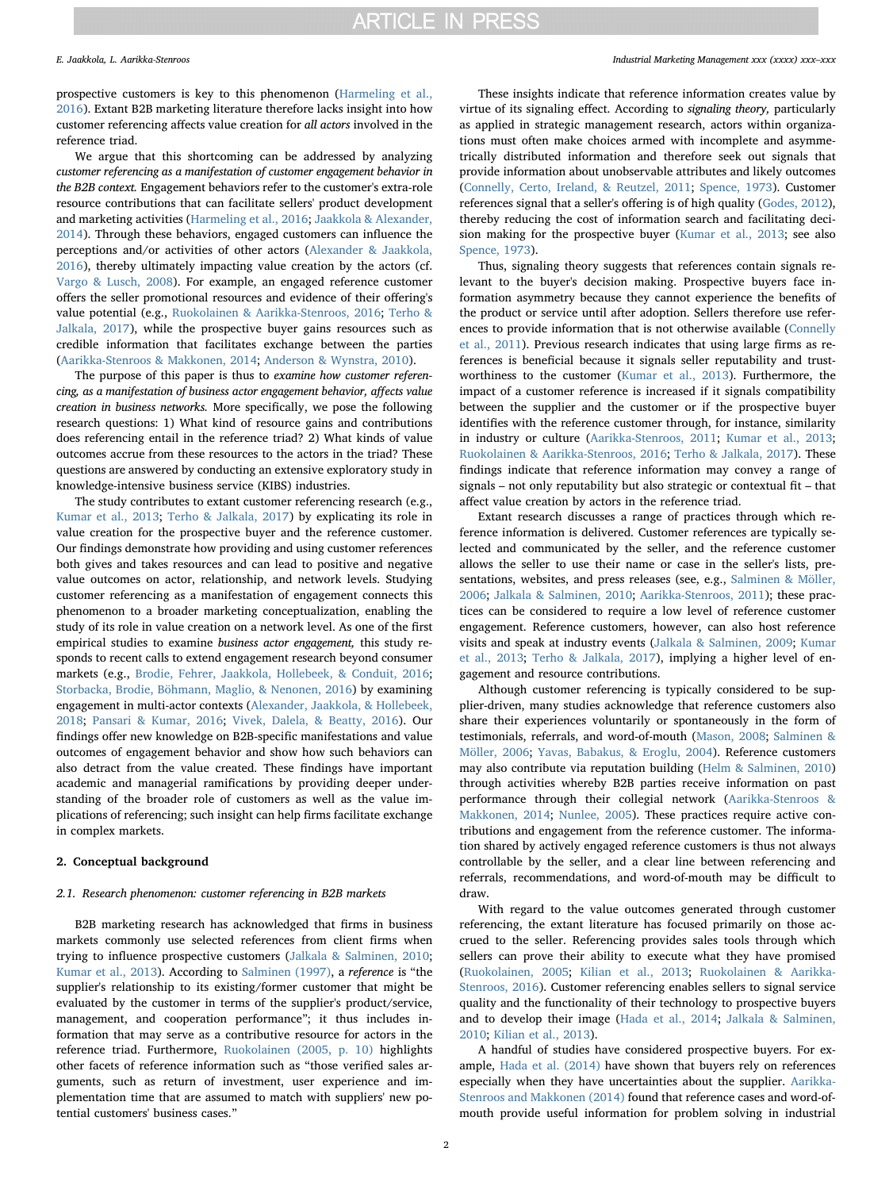prospective customers is key to this phenomenon (Harmeling et al., 2016). Extant B2B marketing literature therefore lacks insight into how customer referencing affects value creation for *all actors* involved in the reference triad.

We argue that this shortcoming can be addressed by analyzing *customer referencing as a manifestation of customer engagement behavior in the B2B context.* Engagement behaviors refer to the customer's extra-role resource contributions that can facilitate sellers' product development and marketing activities (Harmeling et al., 2016; Jaakkola & Alexander, 2014). Through these behaviors, engaged customers can influence the perceptions and/or activities of other actors (Alexander & Jaakkola, 2016), thereby ultimately impacting value creation by the actors (cf. Vargo & Lusch, 2008). For example, an engaged reference customer offers the seller promotional resources and evidence of their offering's value potential (e.g., Ruokolainen & Aarikka-Stenroos, 2016; Terho & Jalkala, 2017), while the prospective buyer gains resources such as credible information that facilitates exchange between the parties (Aarikka-Stenroos & Makkonen, 2014; Anderson & Wynstra, 2010).

The purpose of this paper is thus to *examine how customer referencing, as a manifestation of business actor engagement behavior, affects value creation in business networks.* More specifically, we pose the following research questions: 1) What kind of resource gains and contributions does referencing entail in the reference triad? 2) What kinds of value outcomes accrue from these resources to the actors in the triad? These questions are answered by conducting an extensive exploratory study in knowledge-intensive business service (KIBS) industries.

The study contributes to extant customer referencing research (e.g., Kumar et al., 2013; Terho & Jalkala, 2017) by explicating its role in value creation for the prospective buyer and the reference customer. Our findings demonstrate how providing and using customer references both gives and takes resources and can lead to positive and negative value outcomes on actor, relationship, and network levels. Studying customer referencing as a manifestation of engagement connects this phenomenon to a broader marketing conceptualization, enabling the study of its role in value creation on a network level. As one of the first empirical studies to examine *business actor engagement,* this study responds to recent calls to extend engagement research beyond consumer markets (e.g., Brodie, Fehrer, Jaakkola, Hollebeek, & Conduit, 2016; Storbacka, Brodie, Böhmann, Maglio, & Nenonen, 2016) by examining engagement in multi-actor contexts (Alexander, Jaakkola, & Hollebeek, 2018; Pansari & Kumar, 2016; Vivek, Dalela, & Beatty, 2016). Our findings offer new knowledge on B2B-specific manifestations and value outcomes of engagement behavior and show how such behaviors can also detract from the value created. These findings have important academic and managerial ramifications by providing deeper understanding of the broader role of customers as well as the value implications of referencing; such insight can help firms facilitate exchange in complex markets.

## 2. Conceptual background

### 2.1. Research phenomenon: customer referencing in B2B markets

B2B marketing research has acknowledged that firms in business markets commonly use selected references from client firms when trying to influence prospective customers (Jalkala & Salminen, 2010; Kumar et al., 2013). According to Salminen (1997), a *reference* is "the supplier's relationship to its existing/former customer that might be evaluated by the customer in terms of the supplier's product/service, management, and cooperation performance"; it thus includes information that may serve as a contributive resource for actors in the reference triad. Furthermore, Ruokolainen (2005, p. 10) highlights other facets of reference information such as "those verified sales arguments, such as return of investment, user experience and implementation time that are assumed to match with suppliers' new potential customers' business cases."

These insights indicate that reference information creates value by virtue of its signaling effect. According to *signaling theory,* particularly as applied in strategic management research, actors within organizations must often make choices armed with incomplete and asymmetrically distributed information and therefore seek out signals that provide information about unobservable attributes and likely outcomes (Connelly, Certo, Ireland, & Reutzel, 2011; Spence, 1973). Customer references signal that a seller's offering is of high quality (Godes, 2012), thereby reducing the cost of information search and facilitating decision making for the prospective buyer (Kumar et al., 2013; see also Spence, 1973).

Thus, signaling theory suggests that references contain signals relevant to the buyer's decision making. Prospective buyers face information asymmetry because they cannot experience the benefits of the product or service until after adoption. Sellers therefore use references to provide information that is not otherwise available (Connelly et al., 2011). Previous research indicates that using large firms as references is beneficial because it signals seller reputability and trustworthiness to the customer (Kumar et al., 2013). Furthermore, the impact of a customer reference is increased if it signals compatibility between the supplier and the customer or if the prospective buyer identifies with the reference customer through, for instance, similarity in industry or culture (Aarikka-Stenroos, 2011; Kumar et al., 2013; Ruokolainen & Aarikka-Stenroos, 2016; Terho & Jalkala, 2017). These findings indicate that reference information may convey a range of signals – not only reputability but also strategic or contextual fit – that affect value creation by actors in the reference triad.

Extant research discusses a range of practices through which reference information is delivered. Customer references are typically selected and communicated by the seller, and the reference customer allows the seller to use their name or case in the seller's lists, presentations, websites, and press releases (see, e.g., Salminen & Möller, 2006; Jalkala & Salminen, 2010; Aarikka-Stenroos, 2011); these practices can be considered to require a low level of reference customer engagement. Reference customers, however, can also host reference visits and speak at industry events (Jalkala & Salminen, 2009; Kumar et al., 2013; Terho & Jalkala, 2017), implying a higher level of engagement and resource contributions.

Although customer referencing is typically considered to be supplier-driven, many studies acknowledge that reference customers also share their experiences voluntarily or spontaneously in the form of testimonials, referrals, and word-of-mouth (Mason, 2008; Salminen & Möller, 2006; Yavas, Babakus, & Eroglu, 2004). Reference customers may also contribute via reputation building (Helm & Salminen, 2010) through activities whereby B2B parties receive information on past performance through their collegial network (Aarikka-Stenroos & Makkonen, 2014; Nunlee, 2005). These practices require active contributions and engagement from the reference customer. The information shared by actively engaged reference customers is thus not always controllable by the seller, and a clear line between referencing and referrals, recommendations, and word-of-mouth may be difficult to draw.

With regard to the value outcomes generated through customer referencing, the extant literature has focused primarily on those accrued to the seller. Referencing provides sales tools through which sellers can prove their ability to execute what they have promised (Ruokolainen, 2005; Kilian et al., 2013; Ruokolainen & Aarikka-Stenroos, 2016). Customer referencing enables sellers to signal service quality and the functionality of their technology to prospective buyers and to develop their image (Hada et al., 2014; Jalkala & Salminen, 2010; Kilian et al., 2013).

A handful of studies have considered prospective buyers. For example, Hada et al. (2014) have shown that buyers rely on references especially when they have uncertainties about the supplier. Aarikka-Stenroos and Makkonen (2014) found that reference cases and word-of-mouth provide useful information for problem solving in industrial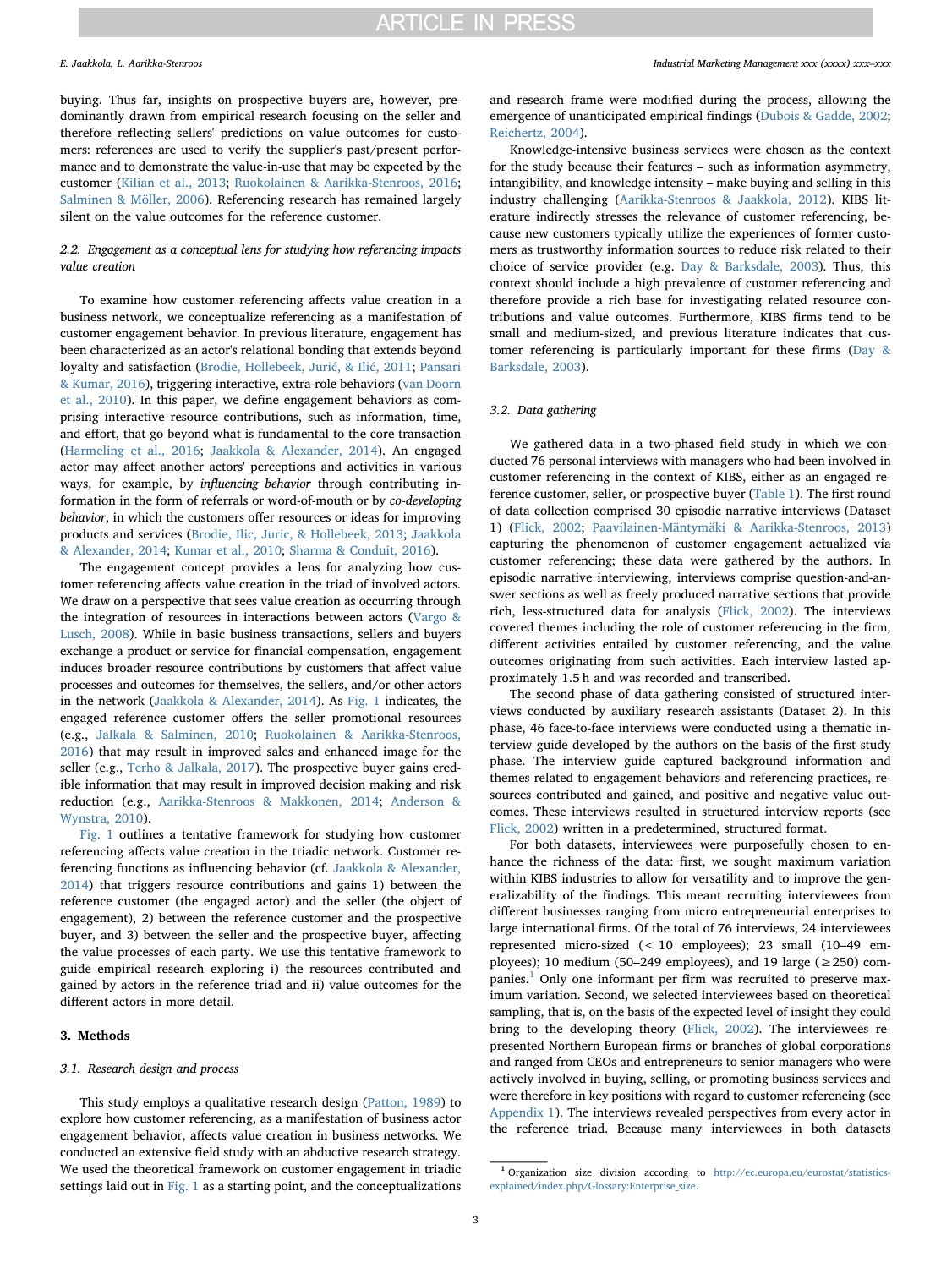buying. Thus far, insights on prospective buyers are, however, predominantly drawn from empirical research focusing on the seller and therefore reflecting sellers' predictions on value outcomes for customers: references are used to verify the supplier's past/present performance and to demonstrate the value-in-use that may be expected by the customer (Kilian et al., 2013; Ruokolainen & Aarikka-Stenroos, 2016; Salminen & Möller, 2006). Referencing research has remained largely silent on the value outcomes for the reference customer.

### 2.2. Engagement as a conceptual lens for studying how referencing impacts value creation

To examine how customer referencing affects value creation in a business network, we conceptualize referencing as a manifestation of customer engagement behavior. In previous literature, engagement has been characterized as an actor's relational bonding that extends beyond loyalty and satisfaction (Brodie, Hollebeek, Jurić, & Ilić, 2011; Pansari & Kumar, 2016), triggering interactive, extra-role behaviors (van Doorn et al., 2010). In this paper, we define engagement behaviors as comprising interactive resource contributions, such as information, time, and effort, that go beyond what is fundamental to the core transaction (Harmeling et al., 2016; Jaakkola & Alexander, 2014). An engaged actor may affect another actors' perceptions and activities in various ways, for example, by *influencing behavior* through contributing information in the form of referrals or word-of-mouth or by *co-developing behavior*, in which the customers offer resources or ideas for improving products and services (Brodie, Ilic, Juric, & Hollebeek, 2013; Jaakkola & Alexander, 2014; Kumar et al., 2010; Sharma & Conduit, 2016).

The engagement concept provides a lens for analyzing how customer referencing affects value creation in the triad of involved actors. We draw on a perspective that sees value creation as occurring through the integration of resources in interactions between actors (Vargo & Lusch, 2008). While in basic business transactions, sellers and buyers exchange a product or service for financial compensation, engagement induces broader resource contributions by customers that affect value processes and outcomes for themselves, the sellers, and/or other actors in the network (Jaakkola & Alexander, 2014). As Fig. 1 indicates, the engaged reference customer offers the seller promotional resources (e.g., Jalkala & Salminen, 2010; Ruokolainen & Aarikka-Stenroos, 2016) that may result in improved sales and enhanced image for the seller (e.g., Terho & Jalkala, 2017). The prospective buyer gains credible information that may result in improved decision making and risk reduction (e.g., Aarikka-Stenroos & Makkonen, 2014; Anderson & Wynstra, 2010).

Fig. 1 outlines a tentative framework for studying how customer referencing affects value creation in the triadic network. Customer referencing functions as influencing behavior (cf. Jaakkola & Alexander, 2014) that triggers resource contributions and gains 1) between the reference customer (the engaged actor) and the seller (the object of engagement), 2) between the reference customer and the prospective buyer, and 3) between the seller and the prospective buyer, affecting the value processes of each party. We use this tentative framework to guide empirical research exploring i) the resources contributed and gained by actors in the reference triad and ii) value outcomes for the different actors in more detail.

## 3. Methods

### 3.1. Research design and process

This study employs a qualitative research design (Patton, 1989) to explore how customer referencing, as a manifestation of business actor engagement behavior, affects value creation in business networks. We conducted an extensive field study with an abductive research strategy. We used the theoretical framework on customer engagement in triadic settings laid out in Fig. 1 as a starting point, and the conceptualizations and research frame were modified during the process, allowing the emergence of unanticipated empirical findings (Dubois & Gadde, 2002; Reichertz, 2004).

Knowledge-intensive business services were chosen as the context for the study because their features – such as information asymmetry, intangibility, and knowledge intensity – make buying and selling in this industry challenging (Aarikka-Stenroos & Jaakkola, 2012). KIBS literature indirectly stresses the relevance of customer referencing, because new customers typically utilize the experiences of former customers as trustworthy information sources to reduce risk related to their choice of service provider (e.g. Day & Barksdale, 2003). Thus, this context should include a high prevalence of customer referencing and therefore provide a rich base for investigating related resource contributions and value outcomes. Furthermore, KIBS firms tend to be small and medium-sized, and previous literature indicates that customer referencing is particularly important for these firms (Day & Barksdale, 2003).

### 3.2. Data gathering

We gathered data in a two-phased field study in which we conducted 76 personal interviews with managers who had been involved in customer referencing in the context of KIBS, either as an engaged reference customer, seller, or prospective buyer (Table 1). The first round of data collection comprised 30 episodic narrative interviews (Dataset 1) (Flick, 2002; Paavilainen-Mäntymäki & Aarikka-Stenroos, 2013) capturing the phenomenon of customer engagement actualized via customer referencing; these data were gathered by the authors. In episodic narrative interviewing, interviews comprise question-and-answer sections as well as freely produced narrative sections that provide rich, less-structured data for analysis (Flick, 2002). The interviews covered themes including the role of customer referencing in the firm, different activities entailed by customer referencing, and the value outcomes originating from such activities. Each interview lasted approximately 1.5 h and was recorded and transcribed.

The second phase of data gathering consisted of structured interviews conducted by auxiliary research assistants (Dataset 2). In this phase, 46 face-to-face interviews were conducted using a thematic interview guide developed by the authors on the basis of the first study phase. The interview guide captured background information and themes related to engagement behaviors and referencing practices, resources contributed and gained, and positive and negative value outcomes. These interviews resulted in structured interview reports (see Flick, 2002) written in a predetermined, structured format.

For both datasets, interviewees were purposefully chosen to enhance the richness of the data: first, we sought maximum variation within KIBS industries to allow for versatility and to improve the generalizability of the findings. This meant recruiting interviewees from different businesses ranging from micro entrepreneurial enterprises to large international firms. Of the total of 76 interviews, 24 interviewees represented micro-sized (< 10 employees); 23 small (10–49 employees); 10 medium (50–249 employees), and 19 large (≥250) companies.[1] Only one informant per firm was recruited to preserve maximum variation. Second, we selected interviewees based on theoretical sampling, that is, on the basis of the expected level of insight they could bring to the developing theory (Flick, 2002). The interviewees represented Northern European firms or branches of global corporations and ranged from CEOs and entrepreneurs to senior managers who were actively involved in buying, selling, or promoting business services and were therefore in key positions with regard to customer referencing (see Appendix 1). The interviews revealed perspectives from every actor in the reference triad. Because many interviewees in both datasets

---

[1] Organization size division according to http://ec.europa.eu/eurostat/statistics-explained/index.php/Glossary:Enterprise_size.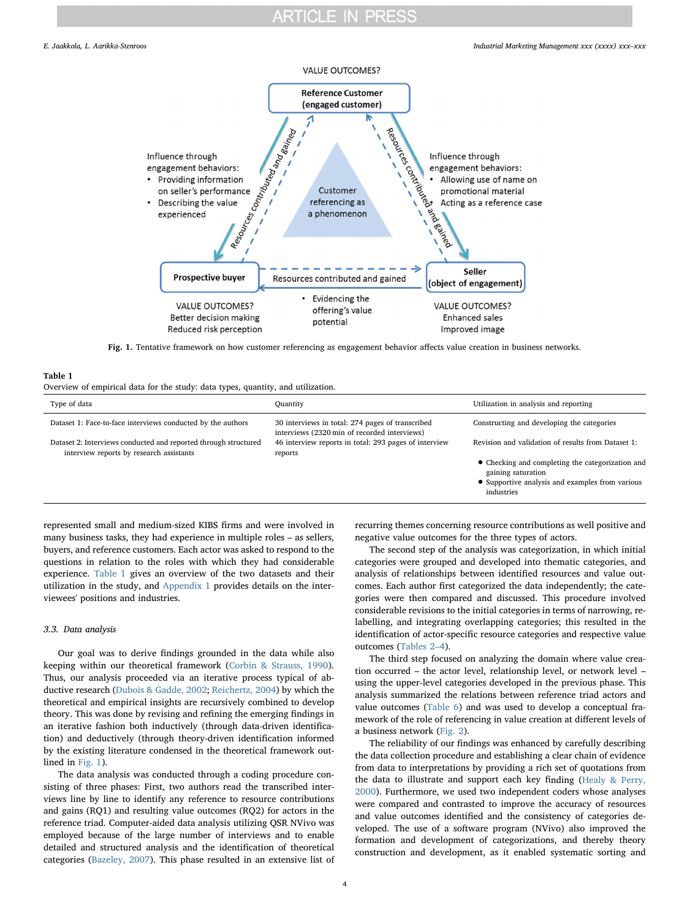**Fig. 1.** Tentative framework on how customer referencing as engagement behavior affects value creation in business networks.

**Table 1**
Overview of empirical data for the study: data types, quantity, and utilization.

| Type of data | Quantity | Utilization in analysis and reporting |
|---|---|---|
| Dataset 1: Face-to-face interviews conducted by the authors | 30 interviews in total: 274 pages of transcribed interviews (2320 min of recorded interviews) | Constructing and developing the categories |
| Dataset 2: Interviews conducted and reported through structured interview reports by research assistants | 46 interview reports in total: 293 pages of interview reports | Revision and validation of results from Dataset 1: • Checking and completing the categorization and gaining saturation • Supportive analysis and examples from various industries |

represented small and medium-sized KIBS firms and were involved in many business tasks, they had experience in multiple roles – as sellers, buyers, and reference customers. Each actor was asked to respond to the questions in relation to the roles with which they had considerable experience. Table 1 gives an overview of the two datasets and their utilization in the study, and Appendix 1 provides details on the interviewees' positions and industries.

### 3.3. Data analysis

Our goal was to derive findings grounded in the data while also keeping within our theoretical framework (Corbin & Strauss, 1990). Thus, our analysis proceeded via an iterative process typical of abductive research (Dubois & Gadde, 2002; Reichertz, 2004) by which the theoretical and empirical insights are recursively combined to develop theory. This was done by revising and refining the emerging findings in an iterative fashion both inductively (through data-driven identification) and deductively (through theory-driven identification informed by the existing literature condensed in the theoretical framework outlined in Fig. 1).

The data analysis was conducted through a coding procedure consisting of three phases: First, two authors read the transcribed interviews line by line to identify any reference to resource contributions and gains (RQ1) and resulting value outcomes (RQ2) for actors in the reference triad. Computer-aided data analysis utilizing QSR NVivo was employed because of the large number of interviews and to enable detailed and structured analysis and the identification of theoretical categories (Bazeley, 2007). This phase resulted in an extensive list of recurring themes concerning resource contributions as well positive and negative value outcomes for the three types of actors.

The second step of the analysis was categorization, in which initial categories were grouped and developed into thematic categories, and analysis of relationships between identified resources and value outcomes. Each author first categorized the data independently; the categories were then compared and discussed. This procedure involved considerable revisions to the initial categories in terms of narrowing, relabelling, and integrating overlapping categories; this resulted in the identification of actor-specific resource categories and respective value outcomes (Tables 2–4).

The third step focused on analyzing the domain where value creation occurred – the actor level, relationship level, or network level – using the upper-level categories developed in the previous phase. This analysis summarized the relations between reference triad actors and value outcomes (Table 6) and was used to develop a conceptual framework of the role of referencing in value creation at different levels of a business network (Fig. 2).

The reliability of our findings was enhanced by carefully describing the data collection procedure and establishing a clear chain of evidence from data to interpretations by providing a rich set of quotations from the data to illustrate and support each key finding (Healy & Perry, 2000). Furthermore, we used two independent coders whose analyses were compared and contrasted to improve the accuracy of resources and value outcomes identified and the consistency of categories developed. The use of a software program (NVivo) also improved the formation and development of categorizations, and thereby theory construction and development, as it enabled systematic sorting and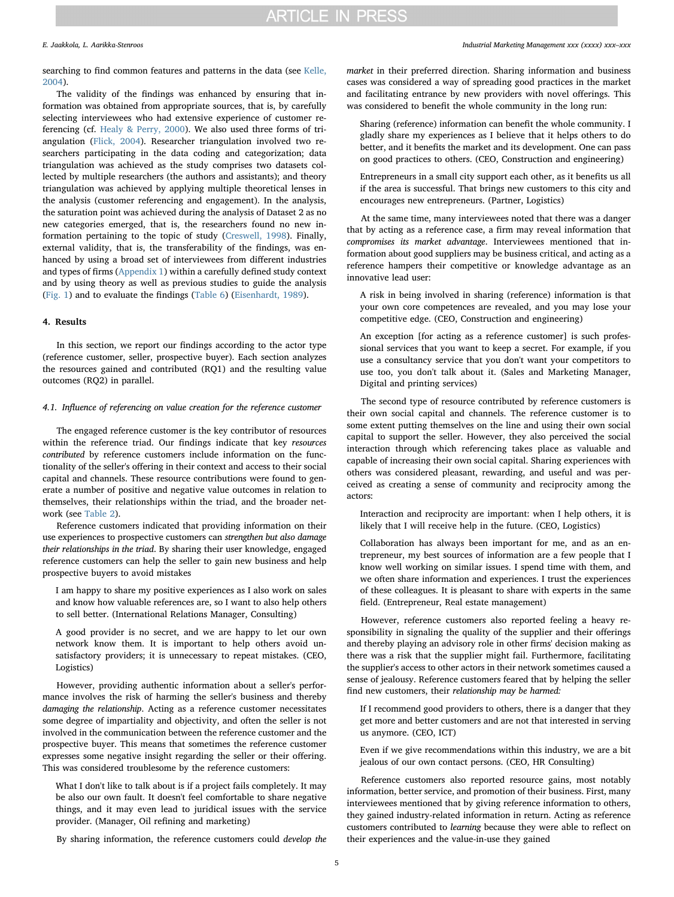searching to find common features and patterns in the data (see Kelle, 2004).

The validity of the findings was enhanced by ensuring that information was obtained from appropriate sources, that is, by carefully selecting interviewees who had extensive experience of customer referencing (cf. Healy & Perry, 2000). We also used three forms of triangulation (Flick, 2004). Researcher triangulation involved two researchers participating in the data coding and categorization; data triangulation was achieved as the study comprises two datasets collected by multiple researchers (the authors and assistants); and theory triangulation was achieved by applying multiple theoretical lenses in the analysis (customer referencing and engagement). In the analysis, the saturation point was achieved during the analysis of Dataset 2 as no new categories emerged, that is, the researchers found no new information pertaining to the topic of study (Creswell, 1998). Finally, external validity, that is, the transferability of the findings, was enhanced by using a broad set of interviewees from different industries and types of firms (Appendix 1) within a carefully defined study context and by using theory as well as previous studies to guide the analysis (Fig. 1) and to evaluate the findings (Table 6) (Eisenhardt, 1989).

## 4. Results

In this section, we report our findings according to the actor type (reference customer, seller, prospective buyer). Each section analyzes the resources gained and contributed (RQ1) and the resulting value outcomes (RQ2) in parallel.

### 4.1. Influence of referencing on value creation for the reference customer

The engaged reference customer is the key contributor of resources within the reference triad. Our findings indicate that key *resources contributed* by reference customers include information on the functionality of the seller's offering in their context and access to their social capital and channels. These resource contributions were found to generate a number of positive and negative value outcomes in relation to themselves, their relationships within the triad, and the broader network (see Table 2).

Reference customers indicated that providing information on their use experiences to prospective customers can *strengthen but also damage their relationships in the triad*. By sharing their user knowledge, engaged reference customers can help the seller to gain new business and help prospective buyers to avoid mistakes

> I am happy to share my positive experiences as I also work on sales and know how valuable references are, so I want to also help others to sell better. (International Relations Manager, Consulting)

> A good provider is no secret, and we are happy to let our own network know them. It is important to help others avoid unsatisfactory providers; it is unnecessary to repeat mistakes. (CEO, Logistics)

However, providing authentic information about a seller's performance involves the risk of harming the seller's business and thereby *damaging the relationship*. Acting as a reference customer necessitates some degree of impartiality and objectivity, and often the seller is not involved in the communication between the reference customer and the prospective buyer. This means that sometimes the reference customer expresses some negative insight regarding the seller or their offering. This was considered troublesome by the reference customers:

> What I don't like to talk about is if a project fails completely. It may be also our own fault. It doesn't feel comfortable to share negative things, and it may even lead to juridical issues with the service provider. (Manager, Oil refining and marketing)

By sharing information, the reference customers could *develop the market* in their preferred direction. Sharing information and business cases was considered a way of spreading good practices in the market and facilitating entrance by new providers with novel offerings. This was considered to benefit the whole community in the long run:

> Sharing (reference) information can benefit the whole community. I gladly share my experiences as I believe that it helps others to do better, and it benefits the market and its development. One can pass on good practices to others. (CEO, Construction and engineering)

> Entrepreneurs in a small city support each other, as it benefits us all if the area is successful. That brings new customers to this city and encourages new entrepreneurs. (Partner, Logistics)

At the same time, many interviewees noted that there was a danger that by acting as a reference case, a firm may reveal information that *compromises its market advantage*. Interviewees mentioned that information about good suppliers may be business critical, and acting as a reference hampers their competitive or knowledge advantage as an innovative lead user:

> A risk in being involved in sharing (reference) information is that your own core competences are revealed, and you may lose your competitive edge. (CEO, Construction and engineering)

> An exception [for acting as a reference customer] is such professional services that you want to keep a secret. For example, if you use a consultancy service that you don't want your competitors to use too, you don't talk about it. (Sales and Marketing Manager, Digital and printing services)

The second type of resource contributed by reference customers is their own social capital and channels. The reference customer is to some extent putting themselves on the line and using their own social capital to support the seller. However, they also perceived the social interaction through which referencing takes place as valuable and capable of increasing their own social capital. Sharing experiences with others was considered pleasant, rewarding, and useful and was perceived as creating a sense of community and reciprocity among the actors:

> Interaction and reciprocity are important: when I help others, it is likely that I will receive help in the future. (CEO, Logistics)

> Collaboration has always been important for me, and as an entrepreneur, my best sources of information are a few people that I know well working on similar issues. I spend time with them, and we often share information and experiences. I trust the experiences of these colleagues. It is pleasant to share with experts in the same field. (Entrepreneur, Real estate management)

However, reference customers also reported feeling a heavy responsibility in signaling the quality of the supplier and their offerings and thereby playing an advisory role in other firms' decision making as there was a risk that the supplier might fail. Furthermore, facilitating the supplier's access to other actors in their network sometimes caused a sense of jealousy. Reference customers feared that by helping the seller find new customers, their *relationship may be harmed:*

> If I recommend good providers to others, there is a danger that they get more and better customers and are not that interested in serving us anymore. (CEO, ICT)

> Even if we give recommendations within this industry, we are a bit jealous of our own contact persons. (CEO, HR Consulting)

Reference customers also reported resource gains, most notably information, better service, and promotion of their business. First, many interviewees mentioned that by giving reference information to others, they gained industry-related information in return. Acting as reference customers contributed to *learning* because they were able to reflect on their experiences and the value-in-use they gained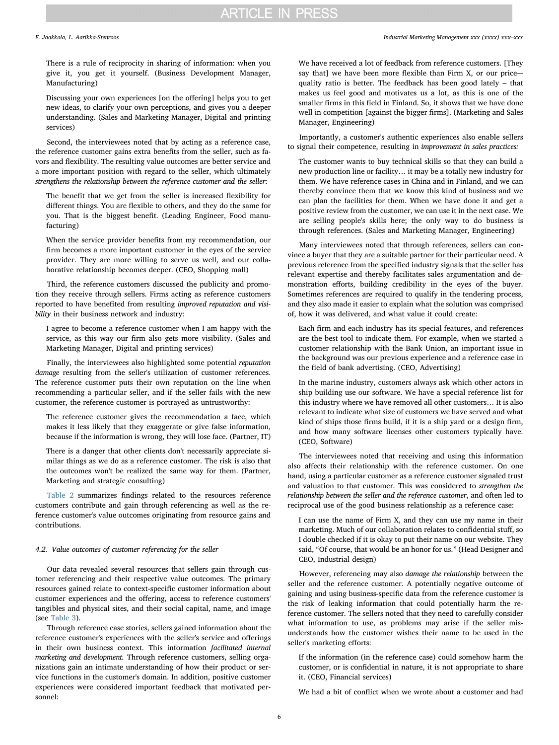> There is a rule of reciprocity in sharing of information: when you give it, you get it yourself. (Business Development Manager, Manufacturing)

> Discussing your own experiences [on the offering] helps you to get new ideas, to clarify your own perceptions, and gives you a deeper understanding. (Sales and Marketing Manager, Digital and printing services)

Second, the interviewees noted that by acting as a reference case, the reference customer gains extra benefits from the seller, such as favors and flexibility. The resulting value outcomes are better service and a more important position with regard to the seller, which ultimately *strengthens the relationship between the reference customer and the seller*:

> The benefit that we get from the seller is increased flexibility for different things. You are flexible to others, and they do the same for you. That is the biggest benefit. (Leading Engineer, Food manufacturing)

> When the service provider benefits from my recommendation, our firm becomes a more important customer in the eyes of the service provider. They are more willing to serve us well, and our collaborative relationship becomes deeper. (CEO, Shopping mall)

Third, the reference customers discussed the publicity and promotion they receive through sellers. Firms acting as reference customers reported to have benefited from resulting *improved reputation and visibility* in their business network and industry:

> I agree to become a reference customer when I am happy with the service, as this way our firm also gets more visibility. (Sales and Marketing Manager, Digital and printing services)

Finally, the interviewees also highlighted some potential *reputation damage* resulting from the seller's utilization of customer references. The reference customer puts their own reputation on the line when recommending a particular seller, and if the seller fails with the new customer, the reference customer is portrayed as untrustworthy:

> The reference customer gives the recommendation a face, which makes it less likely that they exaggerate or give false information, because if the information is wrong, they will lose face. (Partner, IT)

> There is a danger that other clients don't necessarily appreciate similar things as we do as a reference customer. The risk is also that the outcomes won't be realized the same way for them. (Partner, Marketing and strategic consulting)

Table 2 summarizes findings related to the resources reference customers contribute and gain through referencing as well as the reference customer's value outcomes originating from resource gains and contributions.

### 4.2. Value outcomes of customer referencing for the seller

Our data revealed several resources that sellers gain through customer referencing and their respective value outcomes. The primary resources gained relate to context-specific customer information about customer experiences and the offering, access to reference customers' tangibles and physical sites, and their social capital, name, and image (see Table 3).

Through reference case stories, sellers gained information about the reference customer's experiences with the seller's service and offerings in their own business context. This information *facilitated internal marketing and development.* Through reference customers, selling organizations gain an intimate understanding of how their product or service functions in the customer's domain. In addition, positive customer experiences were considered important feedback that motivated personnel:

> We have received a lot of feedback from reference customers. [They say that] we have been more flexible than Firm X, or our price–-quality ratio is better. The feedback has been good lately – that makes us feel good and motivates us a lot, as this is one of the smaller firms in this field in Finland. So, it shows that we have done well in competition [against the bigger firms]. (Marketing and Sales Manager, Engineering)

Importantly, a customer's authentic experiences also enable sellers to signal their competence, resulting in *improvement in sales practices:*

> The customer wants to buy technical skills so that they can build a new production line or facility… it may be a totally new industry for them. We have reference cases in China and in Finland, and we can thereby convince them that we know this kind of business and we can plan the facilities for them. When we have done it and get a positive review from the customer, we can use it in the next case. We are selling people's skills here; the only way to do business is through references. (Sales and Marketing Manager, Engineering)

Many interviewees noted that through references, sellers can convince a buyer that they are a suitable partner for their particular need. A previous reference from the specified industry signals that the seller has relevant expertise and thereby facilitates sales argumentation and demonstration efforts, building credibility in the eyes of the buyer. Sometimes references are required to qualify in the tendering process, and they also made it easier to explain what the solution was comprised of, how it was delivered, and what value it could create:

> Each firm and each industry has its special features, and references are the best tool to indicate them. For example, when we started a customer relationship with the Bank Union, an important issue in the background was our previous experience and a reference case in the field of bank advertising. (CEO, Advertising)

> In the marine industry, customers always ask which other actors in ship building use our software. We have a special reference list for this industry where we have removed all other customers… It is also relevant to indicate what size of customers we have served and what kind of ships those firms build, if it is a ship yard or a design firm, and how many software licenses other customers typically have. (CEO, Software)

The interviewees noted that receiving and using this information also affects their relationship with the reference customer. On one hand, using a particular customer as a reference customer signaled trust and valuation to that customer. This was considered to *strengthen the relationship between the seller and the reference customer*, and often led to reciprocal use of the good business relationship as a reference case:

> I can use the name of Firm X, and they can use my name in their marketing. Much of our collaboration relates to confidential stuff, so I double checked if it is okay to put their name on our website. They said, "Of course, that would be an honor for us." (Head Designer and CEO, Industrial design)

However, referencing may also *damage the relationship* between the seller and the reference customer. A potentially negative outcome of gaining and using business-specific data from the reference customer is the risk of leaking information that could potentially harm the reference customer. The sellers noted that they need to carefully consider what information to use, as problems may arise if the seller misunderstands how the customer wishes their name to be used in the seller's marketing efforts:

> If the information (in the reference case) could somehow harm the customer, or is confidential in nature, it is not appropriate to share it. (CEO, Financial services)

> We had a bit of conflict when we wrote about a customer and had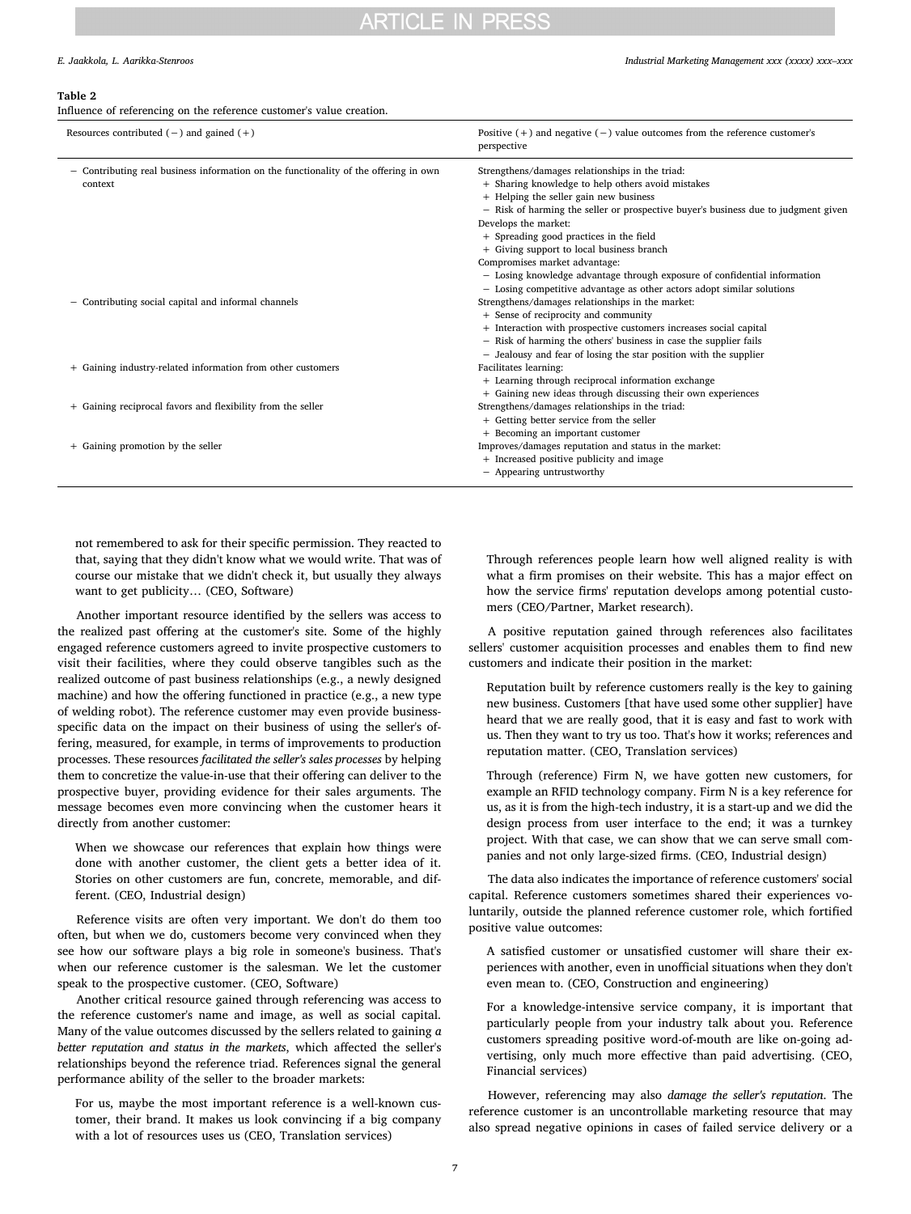**Table 2**
Influence of referencing on the reference customer's value creation.

| Resources contributed (−) and gained (+) | Positive (+) and negative (−) value outcomes from the reference customer's perspective |
| --- | --- |
| − Contributing real business information on the functionality of the offering in own context | Strengthens/damages relationships in the triad:<br>+ Sharing knowledge to help others avoid mistakes<br>+ Helping the seller gain new business<br>− Risk of harming the seller or prospective buyer's business due to judgment given<br>Develops the market:<br>+ Spreading good practices in the field<br>+ Giving support to local business branch<br>Compromises market advantage:<br>− Losing knowledge advantage through exposure of confidential information<br>− Losing competitive advantage as other actors adopt similar solutions |
| − Contributing social capital and informal channels | Strengthens/damages relationships in the market:<br>+ Sense of reciprocity and community<br>+ Interaction with prospective customers increases social capital<br>− Risk of harming the others' business in case the supplier fails<br>− Jealousy and fear of losing the star position with the supplier |
| + Gaining industry-related information from other customers | Facilitates learning:<br>+ Learning through reciprocal information exchange<br>+ Gaining new ideas through discussing their own experiences |
| + Gaining reciprocal favors and flexibility from the seller | Strengthens/damages relationships in the triad:<br>+ Getting better service from the seller<br>+ Becoming an important customer |
| + Gaining promotion by the seller | Improves/damages reputation and status in the market:<br>+ Increased positive publicity and image<br>− Appearing untrustworthy |

> not remembered to ask for their specific permission. They reacted to that, saying that they didn't know what we would write. That was of course our mistake that we didn't check it, but usually they always want to get publicity… (CEO, Software)

Another important resource identified by the sellers was access to the realized past offering at the customer's site. Some of the highly engaged reference customers agreed to invite prospective customers to visit their facilities, where they could observe tangibles such as the realized outcome of past business relationships (e.g., a newly designed machine) and how the offering functioned in practice (e.g., a new type of welding robot). The reference customer may even provide business-specific data on the impact on their business of using the seller's offering, measured, for example, in terms of improvements to production processes. These resources *facilitated the seller's sales processes* by helping them to concretize the value-in-use that their offering can deliver to the prospective buyer, providing evidence for their sales arguments. The message becomes even more convincing when the customer hears it directly from another customer:

> When we showcase our references that explain how things were done with another customer, the client gets a better idea of it. Stories on other customers are fun, concrete, memorable, and different. (CEO, Industrial design)

Reference visits are often very important. We don't do them too often, but when we do, customers become very convinced when they see how our software plays a big role in someone's business. That's when our reference customer is the salesman. We let the customer speak to the prospective customer. (CEO, Software)

Another critical resource gained through referencing was access to the reference customer's name and image, as well as social capital. Many of the value outcomes discussed by the sellers related to gaining *a better reputation and status in the markets*, which affected the seller's relationships beyond the reference triad. References signal the general performance ability of the seller to the broader markets:

> For us, maybe the most important reference is a well-known customer, their brand. It makes us look convincing if a big company with a lot of resources uses us (CEO, Translation services)

> Through references people learn how well aligned reality is with what a firm promises on their website. This has a major effect on how the service firms' reputation develops among potential customers (CEO/Partner, Market research).

A positive reputation gained through references also facilitates sellers' customer acquisition processes and enables them to find new customers and indicate their position in the market:

> Reputation built by reference customers really is the key to gaining new business. Customers [that have used some other supplier] have heard that we are really good, that it is easy and fast to work with us. Then they want to try us too. That's how it works; references and reputation matter. (CEO, Translation services)

> Through (reference) Firm N, we have gotten new customers, for example an RFID technology company. Firm N is a key reference for us, as it is from the high-tech industry, it is a start-up and we did the design process from user interface to the end; it was a turnkey project. With that case, we can show that we can serve small companies and not only large-sized firms. (CEO, Industrial design)

The data also indicates the importance of reference customers' social capital. Reference customers sometimes shared their experiences voluntarily, outside the planned reference customer role, which fortified positive value outcomes:

> A satisfied customer or unsatisfied customer will share their experiences with another, even in unofficial situations when they don't even mean to. (CEO, Construction and engineering)

> For a knowledge-intensive service company, it is important that particularly people from your industry talk about you. Reference customers spreading positive word-of-mouth are like on-going advertising, only much more effective than paid advertising. (CEO, Financial services)

However, referencing may also *damage the seller's reputation*. The reference customer is an uncontrollable marketing resource that may also spread negative opinions in cases of failed service delivery or a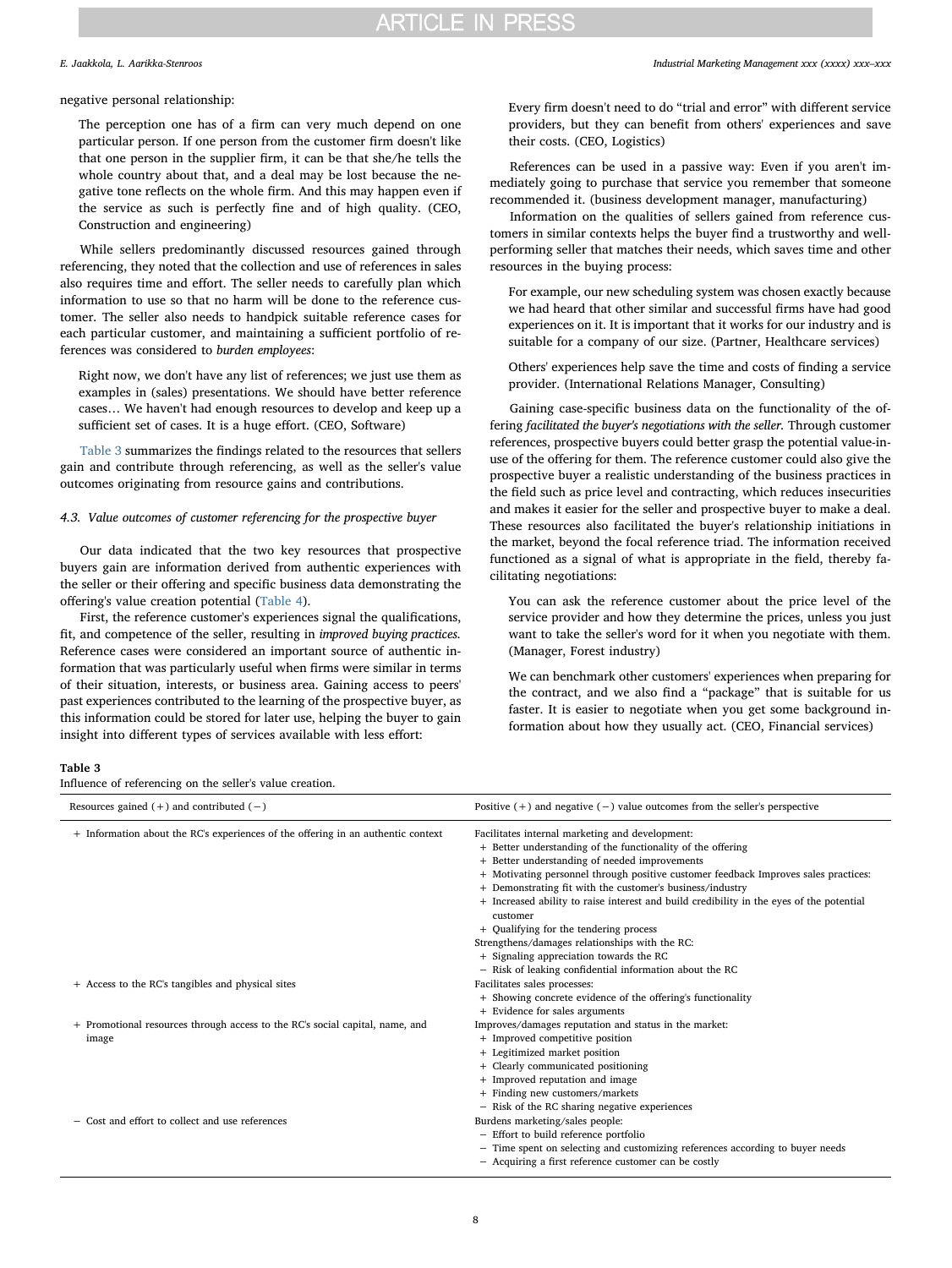negative personal relationship:

> The perception one has of a firm can very much depend on one particular person. If one person from the customer firm doesn't like that one person in the supplier firm, it can be that she/he tells the whole country about that, and a deal may be lost because the negative tone reflects on the whole firm. And this may happen even if the service as such is perfectly fine and of high quality. (CEO, Construction and engineering)

While sellers predominantly discussed resources gained through referencing, they noted that the collection and use of references in sales also requires time and effort. The seller needs to carefully plan which information to use so that no harm will be done to the reference customer. The seller also needs to handpick suitable reference cases for each particular customer, and maintaining a sufficient portfolio of references was considered to *burden employees*:

> Right now, we don't have any list of references; we just use them as examples in (sales) presentations. We should have better reference cases… We haven't had enough resources to develop and keep up a sufficient set of cases. It is a huge effort. (CEO, Software)

Table 3 summarizes the findings related to the resources that sellers gain and contribute through referencing, as well as the seller's value outcomes originating from resource gains and contributions.

### 4.3. Value outcomes of customer referencing for the prospective buyer

Our data indicated that the two key resources that prospective buyers gain are information derived from authentic experiences with the seller or their offering and specific business data demonstrating the offering's value creation potential (Table 4).

First, the reference customer's experiences signal the qualifications, fit, and competence of the seller, resulting in *improved buying practices*. Reference cases were considered an important source of authentic information that was particularly useful when firms were similar in terms of their situation, interests, or business area. Gaining access to peers' past experiences contributed to the learning of the prospective buyer, as this information could be stored for later use, helping the buyer to gain insight into different types of services available with less effort:

> Every firm doesn't need to do "trial and error" with different service providers, but they can benefit from others' experiences and save their costs. (CEO, Logistics)

References can be used in a passive way: Even if you aren't immediately going to purchase that service you remember that someone recommended it. (business development manager, manufacturing)

Information on the qualities of sellers gained from reference customers in similar contexts helps the buyer find a trustworthy and well-performing seller that matches their needs, which saves time and other resources in the buying process:

> For example, our new scheduling system was chosen exactly because we had heard that other similar and successful firms have had good experiences on it. It is important that it works for our industry and is suitable for a company of our size. (Partner, Healthcare services)

> Others' experiences help save the time and costs of finding a service provider. (International Relations Manager, Consulting)

Gaining case-specific business data on the functionality of the offering *facilitated the buyer's negotiations with the seller.* Through customer references, prospective buyers could better grasp the potential value-in-use of the offering for them. The reference customer could also give the prospective buyer a realistic understanding of the business practices in the field such as price level and contracting, which reduces insecurities and makes it easier for the seller and prospective buyer to make a deal. These resources also facilitated the buyer's relationship initiations in the market, beyond the focal reference triad. The information received functioned as a signal of what is appropriate in the field, thereby facilitating negotiations:

> You can ask the reference customer about the price level of the service provider and how they determine the prices, unless you just want to take the seller's word for it when you negotiate with them. (Manager, Forest industry)

> We can benchmark other customers' experiences when preparing for the contract, and we also find a "package" that is suitable for us faster. It is easier to negotiate when you get some background information about how they usually act. (CEO, Financial services)

**Table 3**
Influence of referencing on the seller's value creation.

| Resources gained (+) and contributed (−) | Positive (+) and negative (−) value outcomes from the seller's perspective |
|---|---|
| + Information about the RC's experiences of the offering in an authentic context | Facilitates internal marketing and development:<br>+ Better understanding of the functionality of the offering<br>+ Better understanding of needed improvements<br>+ Motivating personnel through positive customer feedback Improves sales practices:<br>+ Demonstrating fit with the customer's business/industry<br>+ Increased ability to raise interest and build credibility in the eyes of the potential customer<br>+ Qualifying for the tendering process<br>Strengthens/damages relationships with the RC:<br>+ Signaling appreciation towards the RC<br>− Risk of leaking confidential information about the RC |
| + Access to the RC's tangibles and physical sites | Facilitates sales processes:<br>+ Showing concrete evidence of the offering's functionality<br>+ Evidence for sales arguments |
| + Promotional resources through access to the RC's social capital, name, and image | Improves/damages reputation and status in the market:<br>+ Improved competitive position<br>+ Legitimized market position<br>+ Clearly communicated positioning<br>+ Improved reputation and image<br>+ Finding new customers/markets<br>− Risk of the RC sharing negative experiences |
| − Cost and effort to collect and use references | Burdens marketing/sales people:<br>− Effort to build reference portfolio<br>− Time spent on selecting and customizing references according to buyer needs<br>− Acquiring a first reference customer can be costly |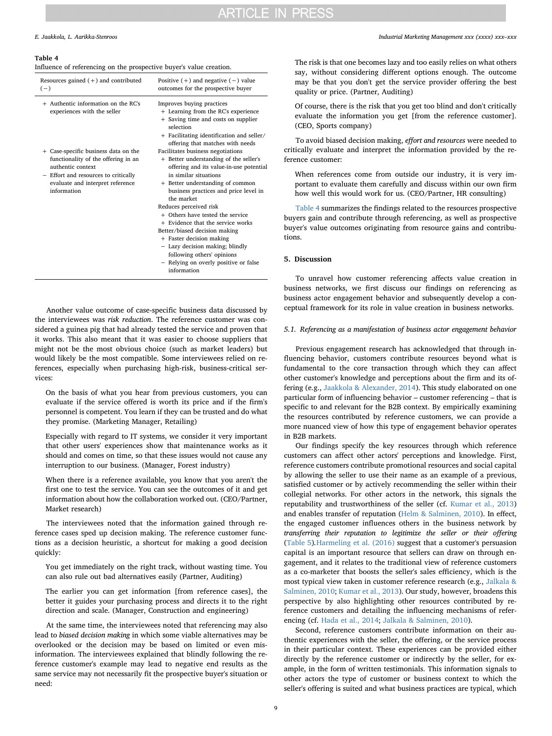**Table 4**
Influence of referencing on the prospective buyer's value creation.

| Resources gained (+) and contributed (−) | Positive (+) and negative (−) value outcomes for the prospective buyer |
|---|---|
| + Authentic information on the RC's experiences with the seller | Improves buying practices<br>+ Learning from the RC's experience<br>+ Saving time and costs on supplier selection<br>+ Facilitating identification and seller/ offering that matches with needs |
| + Case-specific business data on the functionality of the offering in an authentic context<br>− Effort and resources to critically evaluate and interpret reference information | Facilitates business negotiations<br>+ Better understanding of the seller's offering and its value-in-use potential in similar situations<br>+ Better understanding of common business practices and price level in the market<br>Reduces perceived risk<br>+ Others have tested the service<br>+ Evidence that the service works<br>Better/biased decision making<br>+ Faster decision making<br>− Lazy decision making; blindly following others' opinions<br>− Relying on overly positive or false information |

Another value outcome of case-specific business data discussed by the interviewees was *risk reduction*. The reference customer was considered a guinea pig that had already tested the service and proven that it works. This also meant that it was easier to choose suppliers that might not be the most obvious choice (such as market leaders) but would likely be the most compatible. Some interviewees relied on references, especially when purchasing high-risk, business-critical services:

> On the basis of what you hear from previous customers, you can evaluate if the service offered is worth its price and if the firm's personnel is competent. You learn if they can be trusted and do what they promise. (Marketing Manager, Retailing)

> Especially with regard to IT systems, we consider it very important that other users' experiences show that maintenance works as it should and comes on time, so that these issues would not cause any interruption to our business. (Manager, Forest industry)

> When there is a reference available, you know that you aren't the first one to test the service. You can see the outcomes of it and get information about how the collaboration worked out. (CEO/Partner, Market research)

The interviewees noted that the information gained through reference cases sped up decision making. The reference customer functions as a decision heuristic, a shortcut for making a good decision quickly:

> You get immediately on the right track, without wasting time. You can also rule out bad alternatives easily (Partner, Auditing)

> The earlier you can get information [from reference cases], the better it guides your purchasing process and directs it to the right direction and scale. (Manager, Construction and engineering)

At the same time, the interviewees noted that referencing may also lead to *biased decision making* in which some viable alternatives may be overlooked or the decision may be based on limited or even misinformation. The interviewees explained that blindly following the reference customer's example may lead to negative end results as the same service may not necessarily fit the prospective buyer's situation or need:

> The risk is that one becomes lazy and too easily relies on what others say, without considering different options enough. The outcome may be that you don't get the service provider offering the best quality or price. (Partner, Auditing)

> Of course, there is the risk that you get too blind and don't critically evaluate the information you get [from the reference customer]. (CEO, Sports company)

To avoid biased decision making, *effort and resources* were needed to critically evaluate and interpret the information provided by the reference customer:

> When references come from outside our industry, it is very important to evaluate them carefully and discuss within our own firm how well this would work for us. (CEO/Partner, HR consulting)

Table 4 summarizes the findings related to the resources prospective buyers gain and contribute through referencing, as well as prospective buyer's value outcomes originating from resource gains and contributions.

## 5. Discussion

To unravel how customer referencing affects value creation in business networks, we first discuss our findings on referencing as business actor engagement behavior and subsequently develop a conceptual framework for its role in value creation in business networks.

### 5.1. Referencing as a manifestation of business actor engagement behavior

Previous engagement research has acknowledged that through influencing behavior, customers contribute resources beyond what is fundamental to the core transaction through which they can affect other customer's knowledge and perceptions about the firm and its offering (e.g., Jaakkola & Alexander, 2014). This study elaborated on one particular form of influencing behavior – customer referencing – that is specific to and relevant for the B2B context. By empirically examining the resources contributed by reference customers, we can provide a more nuanced view of how this type of engagement behavior operates in B2B markets.

Our findings specify the key resources through which reference customers can affect other actors' perceptions and knowledge. First, reference customers contribute promotional resources and social capital by allowing the seller to use their name as an example of a previous, satisfied customer or by actively recommending the seller within their collegial networks. For other actors in the network, this signals the reputability and trustworthiness of the seller (cf. Kumar et al., 2013) and enables transfer of reputation (Helm & Salminen, 2010). In effect, the engaged customer influences others in the business network by *transferring their reputation to legitimize the seller or their offering* (Table 5).Harmeling et al. (2016) suggest that a customer's persuasion capital is an important resource that sellers can draw on through engagement, and it relates to the traditional view of reference customers as a co-marketer that boosts the seller's sales efficiency, which is the most typical view taken in customer reference research (e.g., Jalkala & Salminen, 2010; Kumar et al., 2013). Our study, however, broadens this perspective by also highlighting other resources contributed by reference customers and detailing the influencing mechanisms of referencing (cf. Hada et al., 2014; Jalkala & Salminen, 2010).

Second, reference customers contribute information on their authentic experiences with the seller, the offering, or the service process in their particular context. These experiences can be provided either directly by the reference customer or indirectly by the seller, for example, in the form of written testimonials. This information signals to other actors the type of customer or business context to which the seller's offering is suited and what business practices are typical, which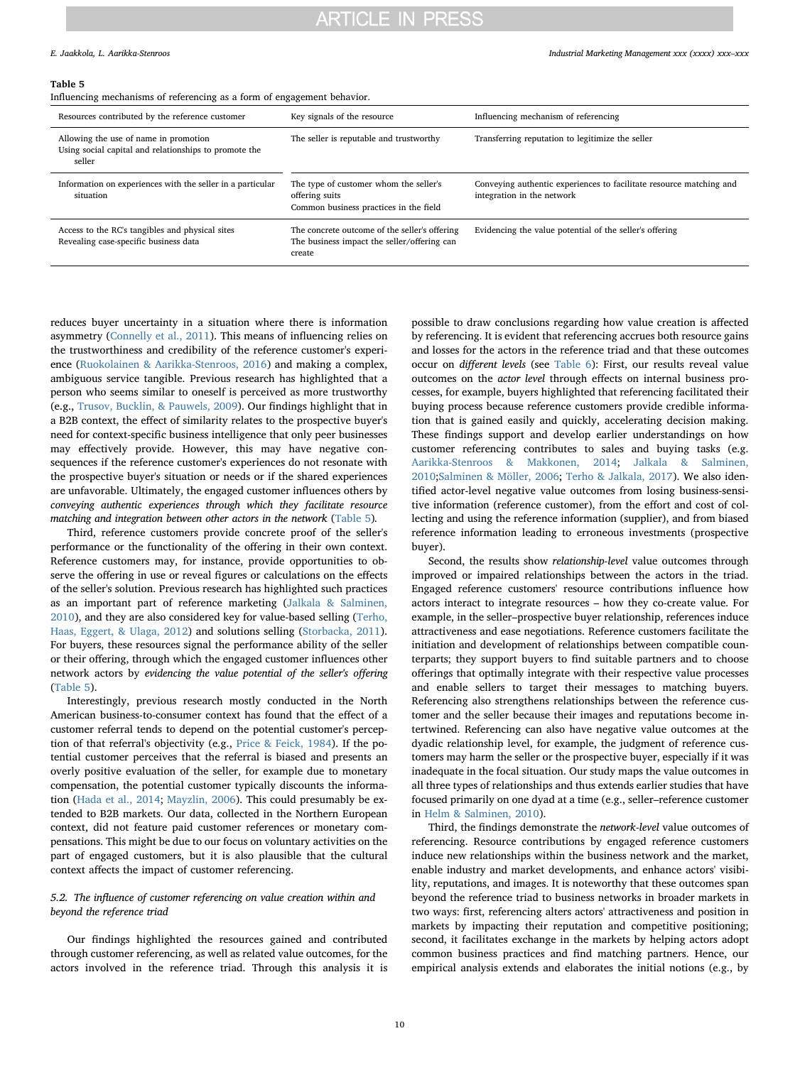**Table 5**
Influencing mechanisms of referencing as a form of engagement behavior.

| Resources contributed by the reference customer | Key signals of the resource | Influencing mechanism of referencing |
|---|---|---|
| Allowing the use of name in promotion<br>Using social capital and relationships to promote the seller | The seller is reputable and trustworthy | Transferring reputation to legitimize the seller |
| Information on experiences with the seller in a particular situation | The type of customer whom the seller's offering suits<br>Common business practices in the field | Conveying authentic experiences to facilitate resource matching and integration in the network |
| Access to the RC's tangibles and physical sites<br>Revealing case-specific business data | The concrete outcome of the seller's offering<br>The business impact the seller/offering can create | Evidencing the value potential of the seller's offering |

reduces buyer uncertainty in a situation where there is information asymmetry (Connelly et al., 2011). This means of influencing relies on the trustworthiness and credibility of the reference customer's experience (Ruokolainen & Aarikka-Stenroos, 2016) and making a complex, ambiguous service tangible. Previous research has highlighted that a person who seems similar to oneself is perceived as more trustworthy (e.g., Trusov, Bucklin, & Pauwels, 2009). Our findings highlight that in a B2B context, the effect of similarity relates to the prospective buyer's need for context-specific business intelligence that only peer businesses may effectively provide. However, this may have negative consequences if the reference customer's experiences do not resonate with the prospective buyer's situation or needs or if the shared experiences are unfavorable. Ultimately, the engaged customer influences others by *conveying authentic experiences through which they facilitate resource matching and integration between other actors in the network* (Table 5).

Third, reference customers provide concrete proof of the seller's performance or the functionality of the offering in their own context. Reference customers may, for instance, provide opportunities to observe the offering in use or reveal figures or calculations on the effects of the seller's solution. Previous research has highlighted such practices as an important part of reference marketing (Jalkala & Salminen, 2010), and they are also considered key for value-based selling (Terho, Haas, Eggert, & Ulaga, 2012) and solutions selling (Storbacka, 2011). For buyers, these resources signal the performance ability of the seller or their offering, through which the engaged customer influences other network actors by *evidencing the value potential of the seller's offering* (Table 5).

Interestingly, previous research mostly conducted in the North American business-to-consumer context has found that the effect of a customer referral tends to depend on the potential customer's perception of that referral's objectivity (e.g., Price & Feick, 1984). If the potential customer perceives that the referral is biased and presents an overly positive evaluation of the seller, for example due to monetary compensation, the potential customer typically discounts the information (Hada et al., 2014; Mayzlin, 2006). This could presumably be extended to B2B markets. Our data, collected in the Northern European context, did not feature paid customer references or monetary compensations. This might be due to our focus on voluntary activities on the part of engaged customers, but it is also plausible that the cultural context affects the impact of customer referencing.

### 5.2. The influence of customer referencing on value creation within and beyond the reference triad

Our findings highlighted the resources gained and contributed through customer referencing, as well as related value outcomes, for the actors involved in the reference triad. Through this analysis it is possible to draw conclusions regarding how value creation is affected by referencing. It is evident that referencing accrues both resource gains and losses for the actors in the reference triad and that these outcomes occur on *different levels* (see Table 6): First, our results reveal value outcomes on the *actor level* through effects on internal business processes, for example, buyers highlighted that referencing facilitated their buying process because reference customers provide credible information that is gained easily and quickly, accelerating decision making. These findings support and develop earlier understandings on how customer referencing contributes to sales and buying tasks (e.g. Aarikka-Stenroos & Makkonen, 2014; Jalkala & Salminen, 2010;Salminen & Möller, 2006; Terho & Jalkala, 2017). We also identified actor-level negative value outcomes from losing business-sensitive information (reference customer), from the effort and cost of collecting and using the reference information (supplier), and from biased reference information leading to erroneous investments (prospective buyer).

Second, the results show *relationship-level* value outcomes through improved or impaired relationships between the actors in the triad. Engaged reference customers' resource contributions influence how actors interact to integrate resources – how they co-create value. For example, in the seller–prospective buyer relationship, references induce attractiveness and ease negotiations. Reference customers facilitate the initiation and development of relationships between compatible counterparts; they support buyers to find suitable partners and to choose offerings that optimally integrate with their respective value processes and enable sellers to target their messages to matching buyers. Referencing also strengthens relationships between the reference customer and the seller because their images and reputations become intertwined. Referencing can also have negative value outcomes at the dyadic relationship level, for example, the judgment of reference customers may harm the seller or the prospective buyer, especially if it was inadequate in the focal situation. Our study maps the value outcomes in all three types of relationships and thus extends earlier studies that have focused primarily on one dyad at a time (e.g., seller–reference customer in Helm & Salminen, 2010).

Third, the findings demonstrate the *network-level* value outcomes of referencing. Resource contributions by engaged reference customers induce new relationships within the business network and the market, enable industry and market developments, and enhance actors' visibility, reputations, and images. It is noteworthy that these outcomes span beyond the reference triad to business networks in broader markets in two ways: first, referencing alters actors' attractiveness and position in markets by impacting their reputation and competitive positioning; second, it facilitates exchange in the markets by helping actors adopt common business practices and find matching partners. Hence, our empirical analysis extends and elaborates the initial notions (e.g., by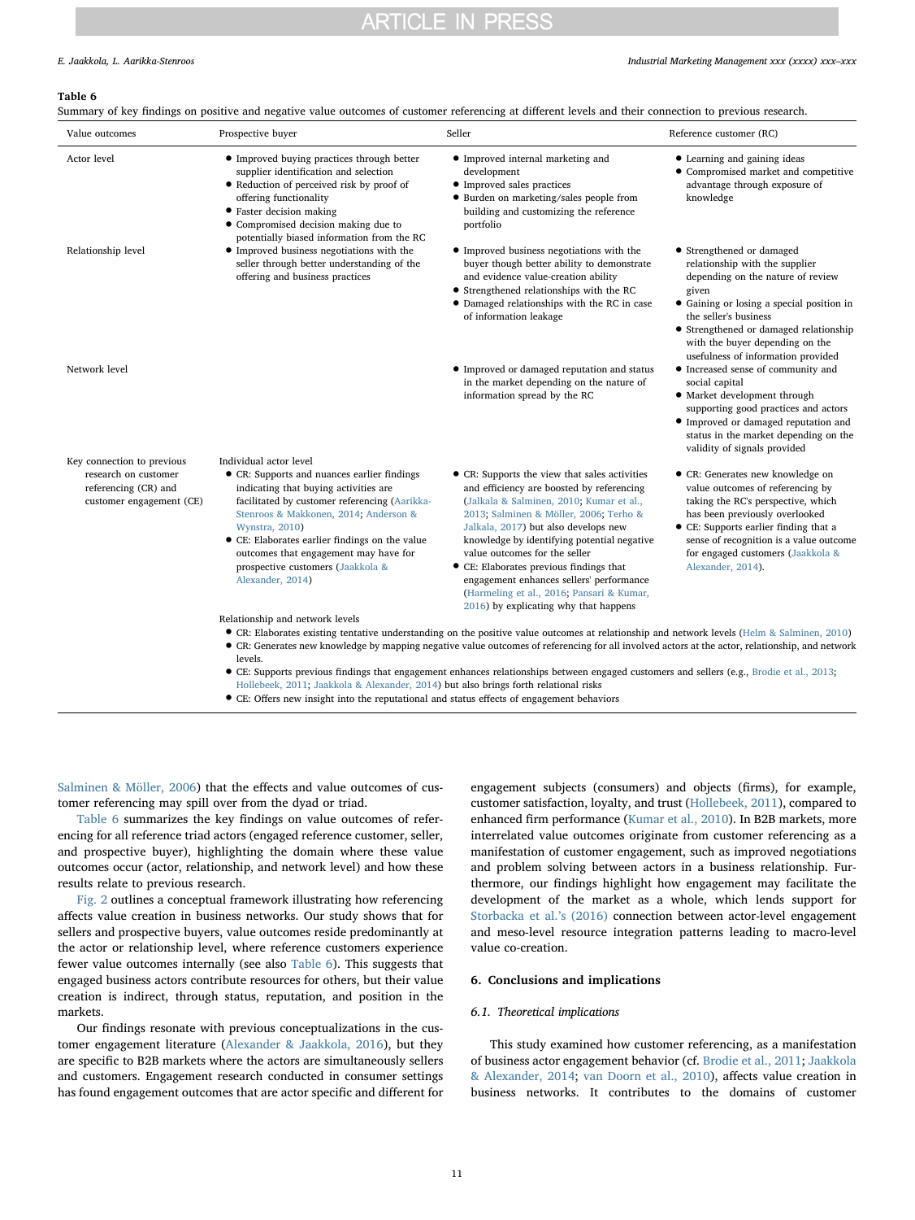**Table 6**

Summary of key findings on positive and negative value outcomes of customer referencing at different levels and their connection to previous research.

| Value outcomes | Prospective buyer | Seller | Reference customer (RC) |
|---|---|---|---|
| Actor level | • Improved buying practices through better supplier identification and selection<br>• Reduction of perceived risk by proof of offering functionality<br>• Faster decision making<br>• Compromised decision making due to potentially biased information from the RC | • Improved internal marketing and development<br>• Improved sales practices<br>• Burden on marketing/sales people from building and customizing the reference portfolio | • Learning and gaining ideas<br>• Compromised market and competitive advantage through exposure of knowledge |
| Relationship level | • Improved business negotiations with the seller through better understanding of the offering and business practices | • Improved business negotiations with the buyer though better ability to demonstrate and evidence value-creation ability<br>• Strengthened relationships with the RC<br>• Damaged relationships with the RC in case of information leakage | • Strengthened or damaged relationship with the supplier depending on the nature of review given<br>• Gaining or losing a special position in the seller's business<br>• Strengthened or damaged relationship with the buyer depending on the usefulness of information provided |
| Network level | | • Improved or damaged reputation and status in the market depending on the nature of information spread by the RC | • Increased sense of community and social capital<br>• Market development through supporting good practices and actors<br>• Improved or damaged reputation and status in the market depending on the validity of signals provided |
| Key connection to previous research on customer referencing (CR) and customer engagement (CE) | Individual actor level<br>• CR: Supports and nuances earlier findings indicating that buying activities are facilitated by customer referencing (Aarikka-Stenroos & Makkonen, 2014; Anderson & Wynstra, 2010)<br>• CE: Elaborates earlier findings on the value outcomes that engagement may have for prospective customers (Jaakkola & Alexander, 2014) | • CR: Supports the view that sales activities and efficiency are boosted by referencing (Jalkala & Salminen, 2010; Kumar et al., 2013; Salminen & Möller, 2006; Terho & Jalkala, 2017) but also develops new knowledge by identifying potential negative value outcomes for the seller<br>• CE: Elaborates previous findings that engagement enhances sellers' performance (Harmeling et al., 2016; Pansari & Kumar, 2016) by explicating why that happens | • CR: Generates new knowledge on value outcomes of referencing by taking the RC's perspective, which has been previously overlooked<br>• CE: Supports earlier finding that a sense of recognition is a value outcome for engaged customers (Jaakkola & Alexander, 2014). |
| | Relationship and network levels<br>• CR: Elaborates existing tentative understanding on the positive value outcomes at relationship and network levels (Helm & Salminen, 2010)<br>• CR: Generates new knowledge by mapping negative value outcomes of referencing for all involved actors at the actor, relationship, and network levels.<br>• CE: Supports previous findings that engagement enhances relationships between engaged customers and sellers (e.g., Brodie et al., 2013; Hollebeek, 2011; Jaakkola & Alexander, 2014) but also brings forth relational risks<br>• CE: Offers new insight into the reputational and status effects of engagement behaviors | | |

Salminen & Möller, 2006) that the effects and value outcomes of customer referencing may spill over from the dyad or triad.

Table 6 summarizes the key findings on value outcomes of referencing for all reference triad actors (engaged reference customer, seller, and prospective buyer), highlighting the domain where these value outcomes occur (actor, relationship, and network level) and how these results relate to previous research.

Fig. 2 outlines a conceptual framework illustrating how referencing affects value creation in business networks. Our study shows that for sellers and prospective buyers, value outcomes reside predominantly at the actor or relationship level, where reference customers experience fewer value outcomes internally (see also Table 6). This suggests that engaged business actors contribute resources for others, but their value creation is indirect, through status, reputation, and position in the markets.

Our findings resonate with previous conceptualizations in the customer engagement literature (Alexander & Jaakkola, 2016), but they are specific to B2B markets where the actors are simultaneously sellers and customers. Engagement research conducted in consumer settings has found engagement outcomes that are actor specific and different for engagement subjects (consumers) and objects (firms), for example, customer satisfaction, loyalty, and trust (Hollebeek, 2011), compared to enhanced firm performance (Kumar et al., 2010). In B2B markets, more interrelated value outcomes originate from customer referencing as a manifestation of customer engagement, such as improved negotiations and problem solving between actors in a business relationship. Furthermore, our findings highlight how engagement may facilitate the development of the market as a whole, which lends support for Storbacka et al.'s (2016) connection between actor-level engagement and meso-level resource integration patterns leading to macro-level value co-creation.

## 6. Conclusions and implications

### 6.1. Theoretical implications

This study examined how customer referencing, as a manifestation of business actor engagement behavior (cf. Brodie et al., 2011; Jaakkola & Alexander, 2014; van Doorn et al., 2010), affects value creation in business networks. It contributes to the domains of customer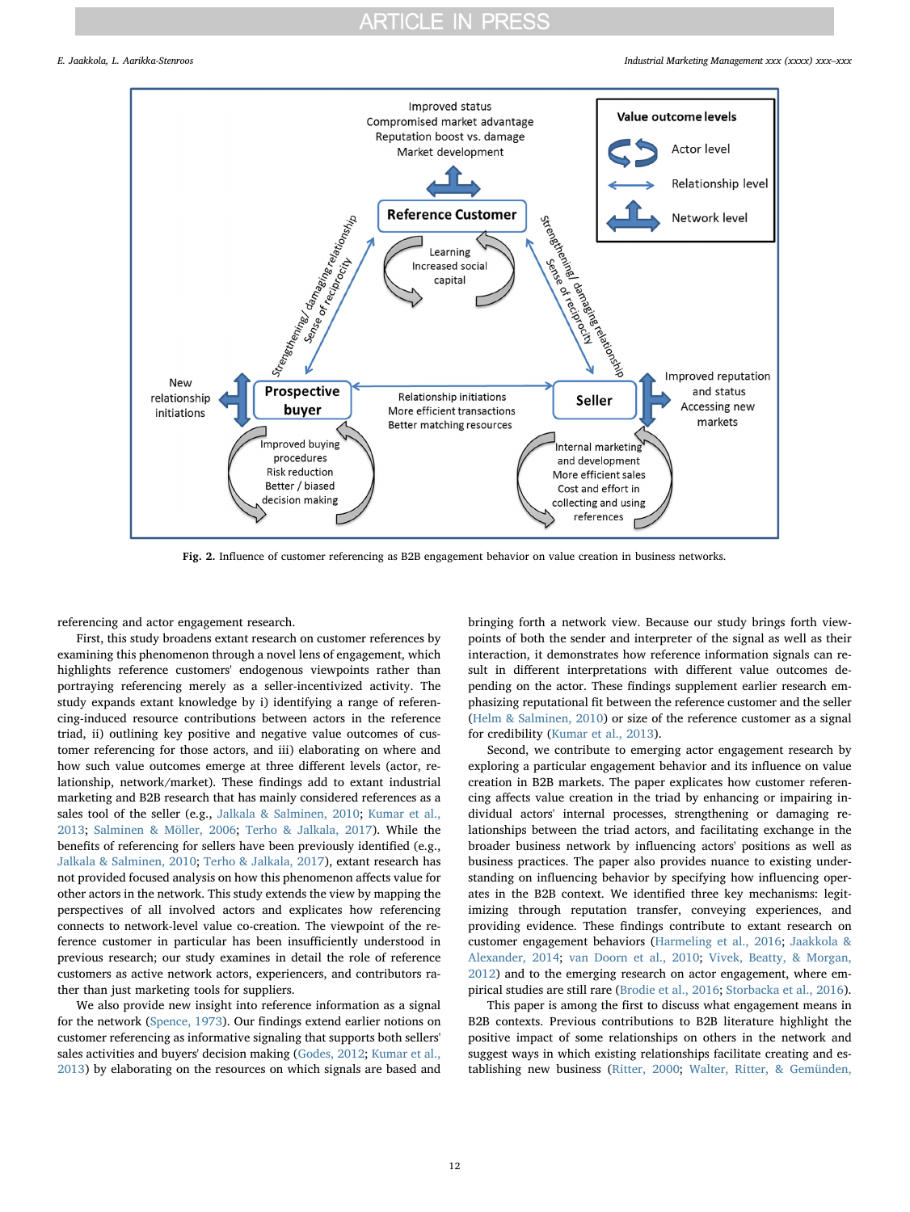**Fig. 2.** Influence of customer referencing as B2B engagement behavior on value creation in business networks.

referencing and actor engagement research.

First, this study broadens extant research on customer references by examining this phenomenon through a novel lens of engagement, which highlights reference customers' endogenous viewpoints rather than portraying referencing merely as a seller-incentivized activity. The study expands extant knowledge by i) identifying a range of referencing-induced resource contributions between actors in the reference triad, ii) outlining key positive and negative value outcomes of customer referencing for those actors, and iii) elaborating on where and how such value outcomes emerge at three different levels (actor, relationship, network/market). These findings add to extant industrial marketing and B2B research that has mainly considered references as a sales tool of the seller (e.g., Jalkala & Salminen, 2010; Kumar et al., 2013; Salminen & Möller, 2006; Terho & Jalkala, 2017). While the benefits of referencing for sellers have been previously identified (e.g., Jalkala & Salminen, 2010; Terho & Jalkala, 2017), extant research has not provided focused analysis on how this phenomenon affects value for other actors in the network. This study extends the view by mapping the perspectives of all involved actors and explicates how referencing connects to network-level value co-creation. The viewpoint of the reference customer in particular has been insufficiently understood in previous research; our study examines in detail the role of reference customers as active network actors, experiencers, and contributors rather than just marketing tools for suppliers.

We also provide new insight into reference information as a signal for the network (Spence, 1973). Our findings extend earlier notions on customer referencing as informative signaling that supports both sellers' sales activities and buyers' decision making (Godes, 2012; Kumar et al., 2013) by elaborating on the resources on which signals are based and bringing forth a network view. Because our study brings forth viewpoints of both the sender and interpreter of the signal as well as their interaction, it demonstrates how reference information signals can result in different interpretations with different value outcomes depending on the actor. These findings supplement earlier research emphasizing reputational fit between the reference customer and the seller (Helm & Salminen, 2010) or size of the reference customer as a signal for credibility (Kumar et al., 2013).

Second, we contribute to emerging actor engagement research by exploring a particular engagement behavior and its influence on value creation in B2B markets. The paper explicates how customer referencing affects value creation in the triad by enhancing or impairing individual actors' internal processes, strengthening or damaging relationships between the triad actors, and facilitating exchange in the broader business network by influencing actors' positions as well as business practices. The paper also provides nuance to existing understanding on influencing behavior by specifying how influencing operates in the B2B context. We identified three key mechanisms: legitimizing through reputation transfer, conveying experiences, and providing evidence. These findings contribute to extant research on customer engagement behaviors (Harmeling et al., 2016; Jaakkola & Alexander, 2014; van Doorn et al., 2010; Vivek, Beatty, & Morgan, 2012) and to the emerging research on actor engagement, where empirical studies are still rare (Brodie et al., 2016; Storbacka et al., 2016).

This paper is among the first to discuss what engagement means in B2B contexts. Previous contributions to B2B literature highlight the positive impact of some relationships on others in the network and suggest ways in which existing relationships facilitate creating and establishing new business (Ritter, 2000; Walter, Ritter, & Gemünden,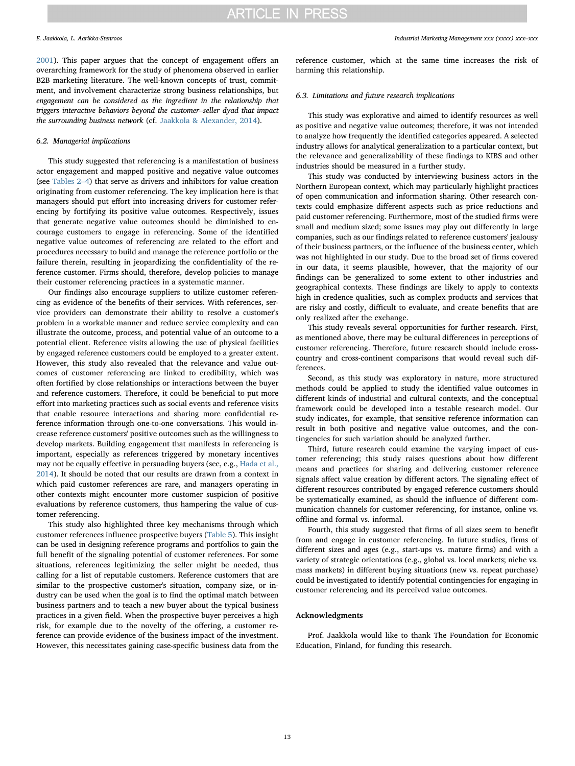2001). This paper argues that the concept of engagement offers an overarching framework for the study of phenomena observed in earlier B2B marketing literature. The well-known concepts of trust, commitment, and involvement characterize strong business relationships, but *engagement can be considered as the ingredient in the relationship that triggers interactive behaviors beyond the customer–seller dyad that impact the surrounding business network* (cf. Jaakkola & Alexander, 2014).

### 6.2. Managerial implications

This study suggested that referencing is a manifestation of business actor engagement and mapped positive and negative value outcomes (see Tables 2–4) that serve as drivers and inhibitors for value creation originating from customer referencing. The key implication here is that managers should put effort into increasing drivers for customer referencing by fortifying its positive value outcomes. Respectively, issues that generate negative value outcomes should be diminished to encourage customers to engage in referencing. Some of the identified negative value outcomes of referencing are related to the effort and procedures necessary to build and manage the reference portfolio or the failure therein, resulting in jeopardizing the confidentiality of the reference customer. Firms should, therefore, develop policies to manage their customer referencing practices in a systematic manner.

Our findings also encourage suppliers to utilize customer referencing as evidence of the benefits of their services. With references, service providers can demonstrate their ability to resolve a customer's problem in a workable manner and reduce service complexity and can illustrate the outcome, process, and potential value of an outcome to a potential client. Reference visits allowing the use of physical facilities by engaged reference customers could be employed to a greater extent. However, this study also revealed that the relevance and value outcomes of customer referencing are linked to credibility, which was often fortified by close relationships or interactions between the buyer and reference customers. Therefore, it could be beneficial to put more effort into marketing practices such as social events and reference visits that enable resource interactions and sharing more confidential reference information through one-to-one conversations. This would increase reference customers' positive outcomes such as the willingness to develop markets. Building engagement that manifests in referencing is important, especially as references triggered by monetary incentives may not be equally effective in persuading buyers (see, e.g., Hada et al., 2014). It should be noted that our results are drawn from a context in which paid customer references are rare, and managers operating in other contexts might encounter more customer suspicion of positive evaluations by reference customers, thus hampering the value of customer referencing.

This study also highlighted three key mechanisms through which customer references influence prospective buyers (Table 5). This insight can be used in designing reference programs and portfolios to gain the full benefit of the signaling potential of customer references. For some situations, references legitimizing the seller might be needed, thus calling for a list of reputable customers. Reference customers that are similar to the prospective customer's situation, company size, or industry can be used when the goal is to find the optimal match between business partners and to teach a new buyer about the typical business practices in a given field. When the prospective buyer perceives a high risk, for example due to the novelty of the offering, a customer reference can provide evidence of the business impact of the investment. However, this necessitates gaining case-specific business data from the reference customer, which at the same time increases the risk of harming this relationship.

### 6.3. Limitations and future research implications

This study was explorative and aimed to identify resources as well as positive and negative value outcomes; therefore, it was not intended to analyze how frequently the identified categories appeared. A selected industry allows for analytical generalization to a particular context, but the relevance and generalizability of these findings to KIBS and other industries should be measured in a further study.

This study was conducted by interviewing business actors in the Northern European context, which may particularly highlight practices of open communication and information sharing. Other research contexts could emphasize different aspects such as price reductions and paid customer referencing. Furthermore, most of the studied firms were small and medium sized; some issues may play out differently in large companies, such as our findings related to reference customers' jealousy of their business partners, or the influence of the business center, which was not highlighted in our study. Due to the broad set of firms covered in our data, it seems plausible, however, that the majority of our findings can be generalized to some extent to other industries and geographical contexts. These findings are likely to apply to contexts high in credence qualities, such as complex products and services that are risky and costly, difficult to evaluate, and create benefits that are only realized after the exchange.

This study reveals several opportunities for further research. First, as mentioned above, there may be cultural differences in perceptions of customer referencing. Therefore, future research should include cross-country and cross-continent comparisons that would reveal such differences.

Second, as this study was exploratory in nature, more structured methods could be applied to study the identified value outcomes in different kinds of industrial and cultural contexts, and the conceptual framework could be developed into a testable research model. Our study indicates, for example, that sensitive reference information can result in both positive and negative value outcomes, and the contingencies for such variation should be analyzed further.

Third, future research could examine the varying impact of customer referencing; this study raises questions about how different means and practices for sharing and delivering customer reference signals affect value creation by different actors. The signaling effect of different resources contributed by engaged reference customers should be systematically examined, as should the influence of different communication channels for customer referencing, for instance, online vs. offline and formal vs. informal.

Fourth, this study suggested that firms of all sizes seem to benefit from and engage in customer referencing. In future studies, firms of different sizes and ages (e.g., start-ups vs. mature firms) and with a variety of strategic orientations (e.g., global vs. local markets; niche vs. mass markets) in different buying situations (new vs. repeat purchase) could be investigated to identify potential contingencies for engaging in customer referencing and its perceived value outcomes.

## Acknowledgments

Prof. Jaakkola would like to thank The Foundation for Economic Education, Finland, for funding this research.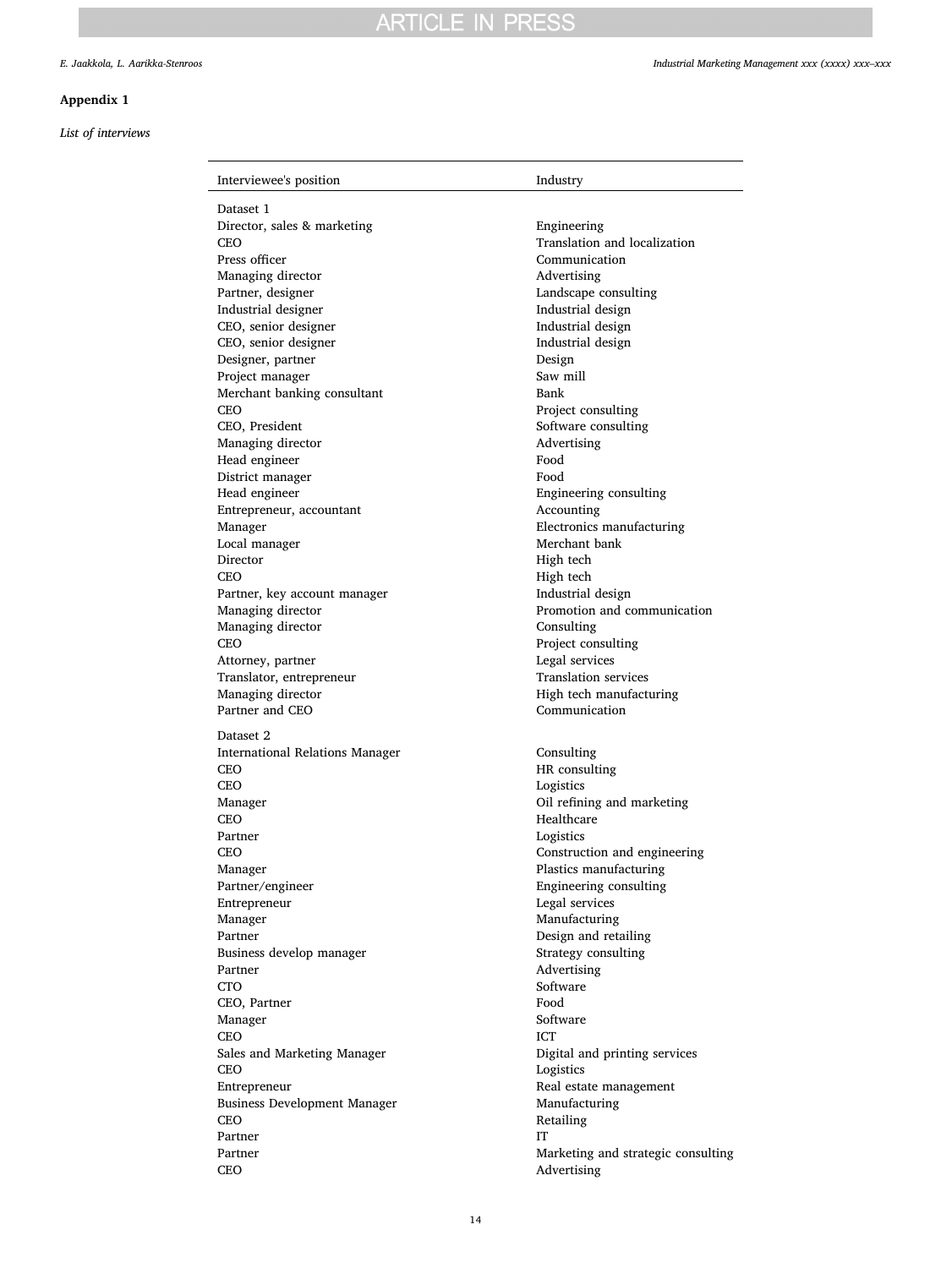## Appendix 1

*List of interviews*

| Interviewee's position | Industry |
|---|---|
| Dataset 1 | |
| Director, sales & marketing | Engineering |
| CEO | Translation and localization |
| Press officer | Communication |
| Managing director | Advertising |
| Partner, designer | Landscape consulting |
| Industrial designer | Industrial design |
| CEO, senior designer | Industrial design |
| CEO, senior designer | Industrial design |
| Designer, partner | Design |
| Project manager | Saw mill |
| Merchant banking consultant | Bank |
| CEO | Project consulting |
| CEO, President | Software consulting |
| Managing director | Advertising |
| Head engineer | Food |
| District manager | Food |
| Head engineer | Engineering consulting |
| Entrepreneur, accountant | Accounting |
| Manager | Electronics manufacturing |
| Local manager | Merchant bank |
| Director | High tech |
| CEO | High tech |
| Partner, key account manager | Industrial design |
| Managing director | Promotion and communication |
| Managing director | Consulting |
| CEO | Project consulting |
| Attorney, partner | Legal services |
| Translator, entrepreneur | Translation services |
| Managing director | High tech manufacturing |
| Partner and CEO | Communication |
| Dataset 2 | |
| International Relations Manager | Consulting |
| CEO | HR consulting |
| CEO | Logistics |
| Manager | Oil refining and marketing |
| CEO | Healthcare |
| Partner | Logistics |
| CEO | Construction and engineering |
| Manager | Plastics manufacturing |
| Partner/engineer | Engineering consulting |
| Entrepreneur | Legal services |
| Manager | Manufacturing |
| Partner | Design and retailing |
| Business develop manager | Strategy consulting |
| Partner | Advertising |
| CTO | Software |
| CEO, Partner | Food |
| Manager | Software |
| CEO | ICT |
| Sales and Marketing Manager | Digital and printing services |
| CEO | Logistics |
| Entrepreneur | Real estate management |
| Business Development Manager | Manufacturing |
| CEO | Retailing |
| Partner | IT |
| Partner | Marketing and strategic consulting |
| CEO | Advertising |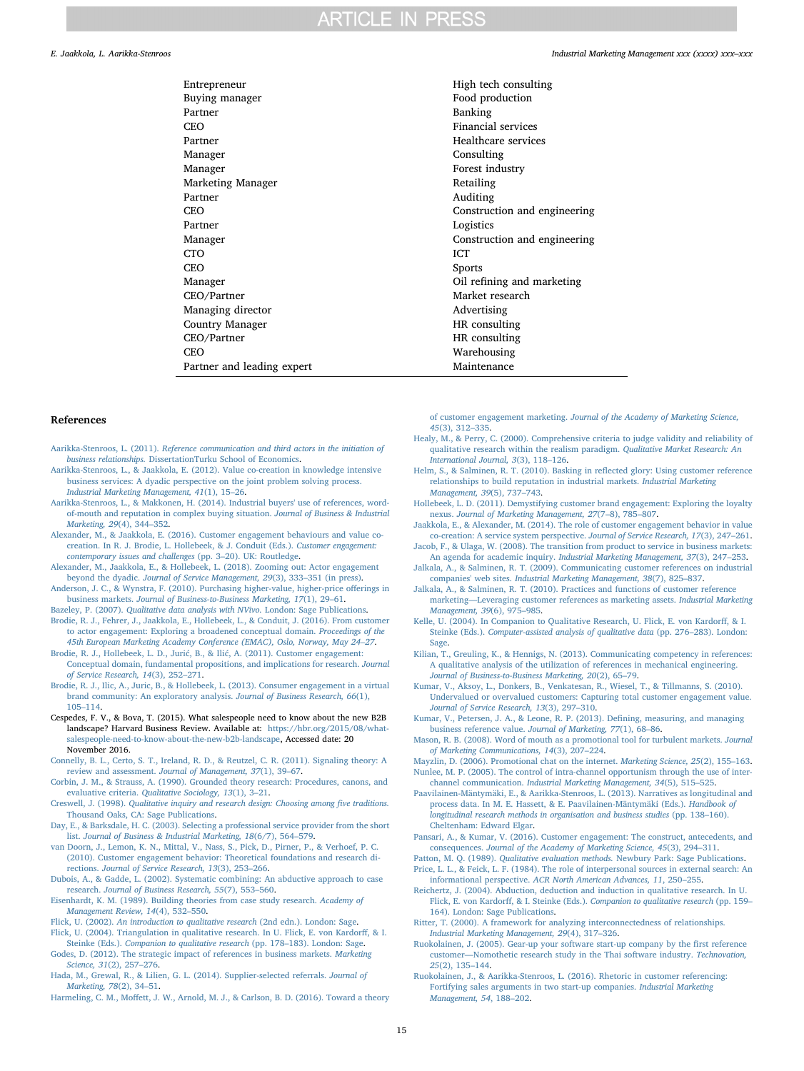| | |
|---|---|
| Entrepreneur | High tech consulting |
| Buying manager | Food production |
| Partner | Banking |
| CEO | Financial services |
| Partner | Healthcare services |
| Manager | Consulting |
| Manager | Forest industry |
| Marketing Manager | Retailing |
| Partner | Auditing |
| CEO | Construction and engineering |
| Partner | Logistics |
| Manager | Construction and engineering |
| CTO | ICT |
| CEO | Sports |
| Manager | Oil refining and marketing |
| CEO/Partner | Market research |
| Managing director | Advertising |
| Country Manager | HR consulting |
| CEO/Partner | HR consulting |
| CEO | Warehousing |
| Partner and leading expert | Maintenance |

## References

Aarikka-Stenroos, L. (2011). *Reference communication and third actors in the initiation of business relationships.* DissertationTurku School of Economics.

Aarikka-Stenroos, L., & Jaakkola, E. (2012). Value co-creation in knowledge intensive business services: A dyadic perspective on the joint problem solving process. *Industrial Marketing Management, 41*(1), 15–26.

Aarikka-Stenroos, L., & Makkonen, H. (2014). Industrial buyers' use of references, word-of-mouth and reputation in complex buying situation. *Journal of Business & Industrial Marketing, 29*(4), 344–352.

Alexander, M., & Jaakkola, E. (2016). Customer engagement behaviours and value co-creation. In R. J. Brodie, L. Hollebeek, & J. Conduit (Eds.). *Customer engagement: contemporary issues and challenges* (pp. 3–20). UK: Routledge.

Alexander, M., Jaakkola, E., & Hollebeek, L. (2018). Zooming out: Actor engagement beyond the dyadic. *Journal of Service Management, 29*(3), 333–351 (in press).

Anderson, J. C., & Wynstra, F. (2010). Purchasing higher-value, higher-price offerings in business markets. *Journal of Business-to-Business Marketing, 17*(1), 29–61.

Bazeley, P. (2007). *Qualitative data analysis with NVivo.* London: Sage Publications.

Brodie, R. J., Fehrer, J., Jaakkola, E., Hollebeek, L., & Conduit, J. (2016). From customer to actor engagement: Exploring a broadened conceptual domain. *Proceedings of the 45th European Marketing Academy Conference (EMAC), Oslo, Norway, May 24–27*.

Brodie, R. J., Hollebeek, L. D., Jurić, B., & Ilić, A. (2011). Customer engagement: Conceptual domain, fundamental propositions, and implications for research. *Journal of Service Research, 14*(3), 252–271.

Brodie, R. J., Ilic, A., Juric, B., & Hollebeek, L. (2013). Consumer engagement in a virtual brand community: An exploratory analysis. *Journal of Business Research, 66*(1), 105–114.

Cespedes, F. V., & Bova, T. (2015). What salespeople need to know about the new B2B landscape? Harvard Business Review. Available at: https://hbr.org/2015/08/what-salespeople-need-to-know-about-the-new-b2b-landscape, Accessed date: 20 November 2016.

Connelly, B. L., Certo, S. T., Ireland, R. D., & Reutzel, C. R. (2011). Signaling theory: A review and assessment. *Journal of Management, 37*(1), 39–67.

Corbin, J. M., & Strauss, A. (1990). Grounded theory research: Procedures, canons, and evaluative criteria. *Qualitative Sociology, 13*(1), 3–21.

Creswell, J. (1998). *Qualitative inquiry and research design: Choosing among five traditions.* Thousand Oaks, CA: Sage Publications.

Day, E., & Barksdale, H. C. (2003). Selecting a professional service provider from the short list. *Journal of Business & Industrial Marketing, 18*(6/7), 564–579.

van Doorn, J., Lemon, K. N., Mittal, V., Nass, S., Pick, D., Pirner, P., & Verhoef, P. C. (2010). Customer engagement behavior: Theoretical foundations and research directions. *Journal of Service Research, 13*(3), 253–266.

Dubois, A., & Gadde, L. (2002). Systematic combining: An abductive approach to case research. *Journal of Business Research, 55*(7), 553–560.

Eisenhardt, K. M. (1989). Building theories from case study research. *Academy of Management Review, 14*(4), 532–550.

Flick, U. (2002). *An introduction to qualitative research* (2nd edn.). London: Sage.

Flick, U. (2004). Triangulation in qualitative research. In U. Flick, E. von Kardorff, & I. Steinke (Eds.). *Companion to qualitative research* (pp. 178–183). London: Sage.

Godes, D. (2012). The strategic impact of references in business markets. *Marketing Science, 31*(2), 257–276.

Hada, M., Grewal, R., & Lilien, G. L. (2014). Supplier-selected referrals. *Journal of Marketing, 78*(2), 34–51.

Harmeling, C. M., Moffett, J. W., Arnold, M. J., & Carlson, B. D. (2016). Toward a theory of customer engagement marketing. *Journal of the Academy of Marketing Science, 45*(3), 312–335.

Healy, M., & Perry, C. (2000). Comprehensive criteria to judge validity and reliability of qualitative research within the realism paradigm. *Qualitative Market Research: An International Journal, 3*(3), 118–126.

Helm, S., & Salminen, R. T. (2010). Basking in reflected glory: Using customer reference relationships to build reputation in industrial markets. *Industrial Marketing Management, 39*(5), 737–743.

Hollebeek, L. D. (2011). Demystifying customer brand engagement: Exploring the loyalty nexus. *Journal of Marketing Management, 27*(7–8), 785–807.

Jaakkola, E., & Alexander, M. (2014). The role of customer engagement behavior in value co-creation: A service system perspective. *Journal of Service Research, 17*(3), 247–261.

Jacob, F., & Ulaga, W. (2008). The transition from product to service in business markets: An agenda for academic inquiry. *Industrial Marketing Management, 37*(3), 247–253.

Jalkala, A., & Salminen, R. T. (2009). Communicating customer references on industrial companies' web sites. *Industrial Marketing Management, 38*(7), 825–837.

Jalkala, A., & Salminen, R. T. (2010). Practices and functions of customer reference marketing—Leveraging customer references as marketing assets. *Industrial Marketing Management, 39*(6), 975–985.

Kelle, U. (2004). In Companion to Qualitative Research, U. Flick, E. von Kardorff, & I. Steinke (Eds.). *Computer-assisted analysis of qualitative data* (pp. 276–283). London: Sage.

Kilian, T., Greuling, K., & Hennigs, N. (2013). Communicating competency in references: A qualitative analysis of the utilization of references in mechanical engineering. *Journal of Business-to-Business Marketing, 20*(2), 65–79.

Kumar, V., Aksoy, L., Donkers, B., Venkatesan, R., Wiesel, T., & Tillmanns, S. (2010). Undervalued or overvalued customers: Capturing total customer engagement value. *Journal of Service Research, 13*(3), 297–310.

Kumar, V., Petersen, J. A., & Leone, R. P. (2013). Defining, measuring, and managing business reference value. *Journal of Marketing, 77*(1), 68–86.

Mason, R. B. (2008). Word of mouth as a promotional tool for turbulent markets. *Journal of Marketing Communications, 14*(3), 207–224.

Mayzlin, D. (2006). Promotional chat on the internet. *Marketing Science, 25*(2), 155–163.

Nunlee, M. P. (2005). The control of intra-channel opportunism through the use of inter-channel communication. *Industrial Marketing Management, 34*(5), 515–525.

Paavilainen-Mäntymäki, E., & Aarikka-Stenroos, L. (2013). Narratives as longitudinal and process data. In M. E. Hassett, & E. Paavilainen-Mäntymäki (Eds.). *Handbook of longitudinal research methods in organisation and business studies* (pp. 138–160). Cheltenham: Edward Elgar.

Pansari, A., & Kumar, V. (2016). Customer engagement: The construct, antecedents, and consequences. *Journal of the Academy of Marketing Science, 45*(3), 294–311.

Patton, M. Q. (1989). *Qualitative evaluation methods.* Newbury Park: Sage Publications.

Price, L. L., & Feick, L. F. (1984). The role of interpersonal sources in external search: An informational perspective. *ACR North American Advances, 11*, 250–255.

Reichertz, J. (2004). Abduction, deduction and induction in qualitative research. In U. Flick, E. von Kardorff, & I. Steinke (Eds.). *Companion to qualitative research* (pp. 159–164). London: Sage Publications.

Ritter, T. (2000). A framework for analyzing interconnectedness of relationships. *Industrial Marketing Management, 29*(4), 317–326.

Ruokolainen, J. (2005). Gear-up your software start-up company by the first reference customer—Nomothetic research study in the Thai software industry. *Technovation, 25*(2), 135–144.

Ruokolainen, J., & Aarikka-Stenroos, L. (2016). Rhetoric in customer referencing: Fortifying sales arguments in two start-up companies. *Industrial Marketing Management, 54*, 188–202.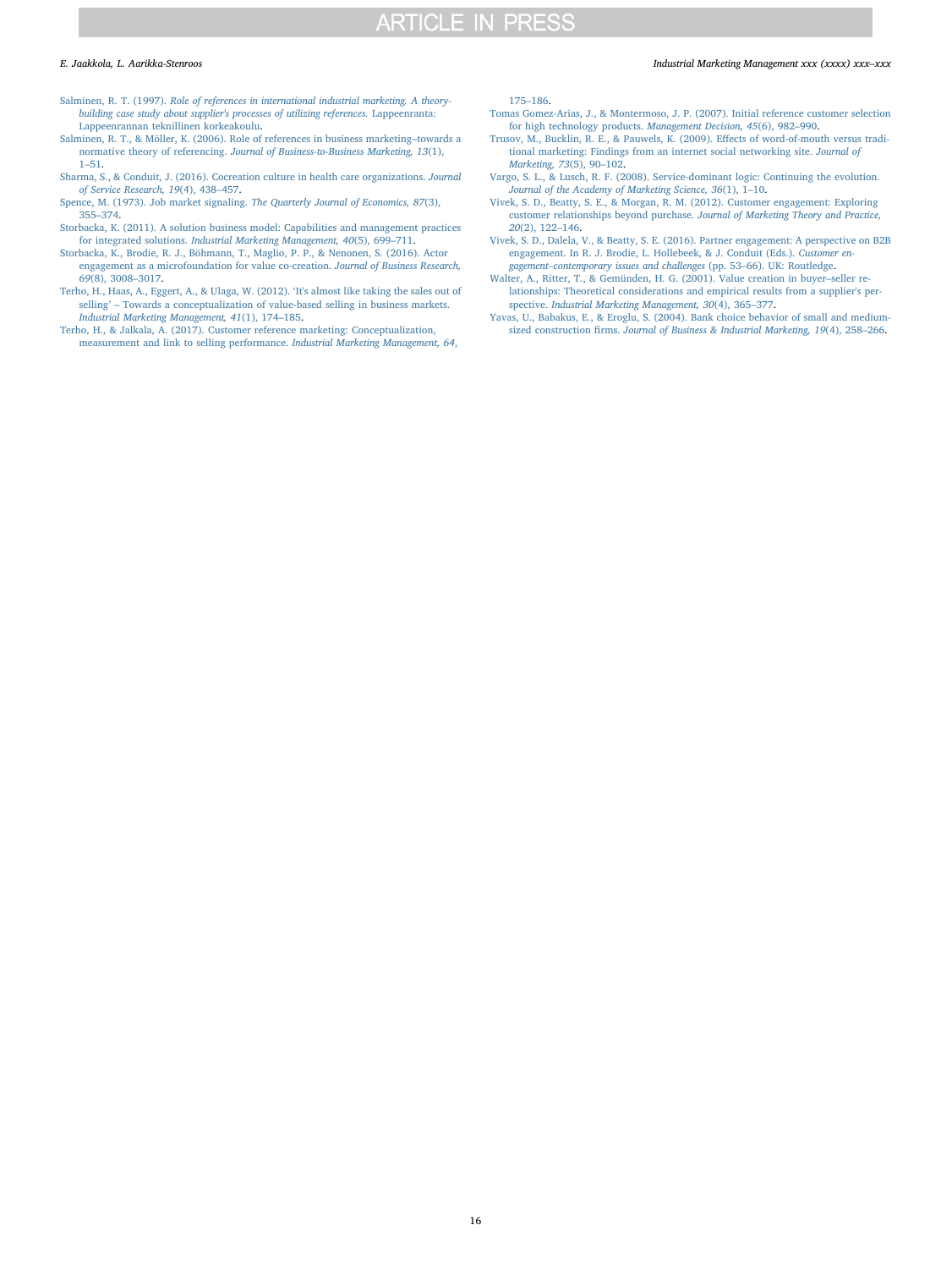Salminen, R. T. (1997). *Role of references in international industrial marketing. A theory-building case study about supplier's processes of utilizing references.* Lappeenranta: Lappeenrannan teknillinen korkeakoulu.

Salminen, R. T., & Möller, K. (2006). Role of references in business marketing–towards a normative theory of referencing. *Journal of Business-to-Business Marketing, 13*(1), 1–51.

Sharma, S., & Conduit, J. (2016). Cocreation culture in health care organizations. *Journal of Service Research, 19*(4), 438–457.

Spence, M. (1973). Job market signaling. *The Quarterly Journal of Economics, 87*(3), 355–374.

Storbacka, K. (2011). A solution business model: Capabilities and management practices for integrated solutions. *Industrial Marketing Management, 40*(5), 699–711.

Storbacka, K., Brodie, R. J., Böhmann, T., Maglio, P. P., & Nenonen, S. (2016). Actor engagement as a microfoundation for value co-creation. *Journal of Business Research, 69*(8), 3008–3017.

Terho, H., Haas, A., Eggert, A., & Ulaga, W. (2012). 'It's almost like taking the sales out of selling' – Towards a conceptualization of value-based selling in business markets. *Industrial Marketing Management, 41*(1), 174–185.

Terho, H., & Jalkala, A. (2017). Customer reference marketing: Conceptualization, measurement and link to selling performance. *Industrial Marketing Management, 64*, 175–186.

Tomas Gomez-Arias, J., & Montermoso, J. P. (2007). Initial reference customer selection for high technology products. *Management Decision, 45*(6), 982–990.

Trusov, M., Bucklin, R. E., & Pauwels, K. (2009). Effects of word-of-mouth versus traditional marketing: Findings from an internet social networking site. *Journal of Marketing, 73*(5), 90–102.

Vargo, S. L., & Lusch, R. F. (2008). Service-dominant logic: Continuing the evolution. *Journal of the Academy of Marketing Science, 36*(1), 1–10.

Vivek, S. D., Beatty, S. E., & Morgan, R. M. (2012). Customer engagement: Exploring customer relationships beyond purchase. *Journal of Marketing Theory and Practice, 20*(2), 122–146.

Vivek, S. D., Dalela, V., & Beatty, S. E. (2016). Partner engagement: A perspective on B2B engagement. In R. J. Brodie, L. Hollebeek, & J. Conduit (Eds.). *Customer engagement–contemporary issues and challenges* (pp. 53–66). UK: Routledge.

Walter, A., Ritter, T., & Gemünden, H. G. (2001). Value creation in buyer–seller relationships: Theoretical considerations and empirical results from a supplier's perspective. *Industrial Marketing Management, 30*(4), 365–377.

Yavas, U., Babakus, E., & Eroglu, S. (2004). Bank choice behavior of small and medium-sized construction firms. *Journal of Business & Industrial Marketing, 19*(4), 258–266.